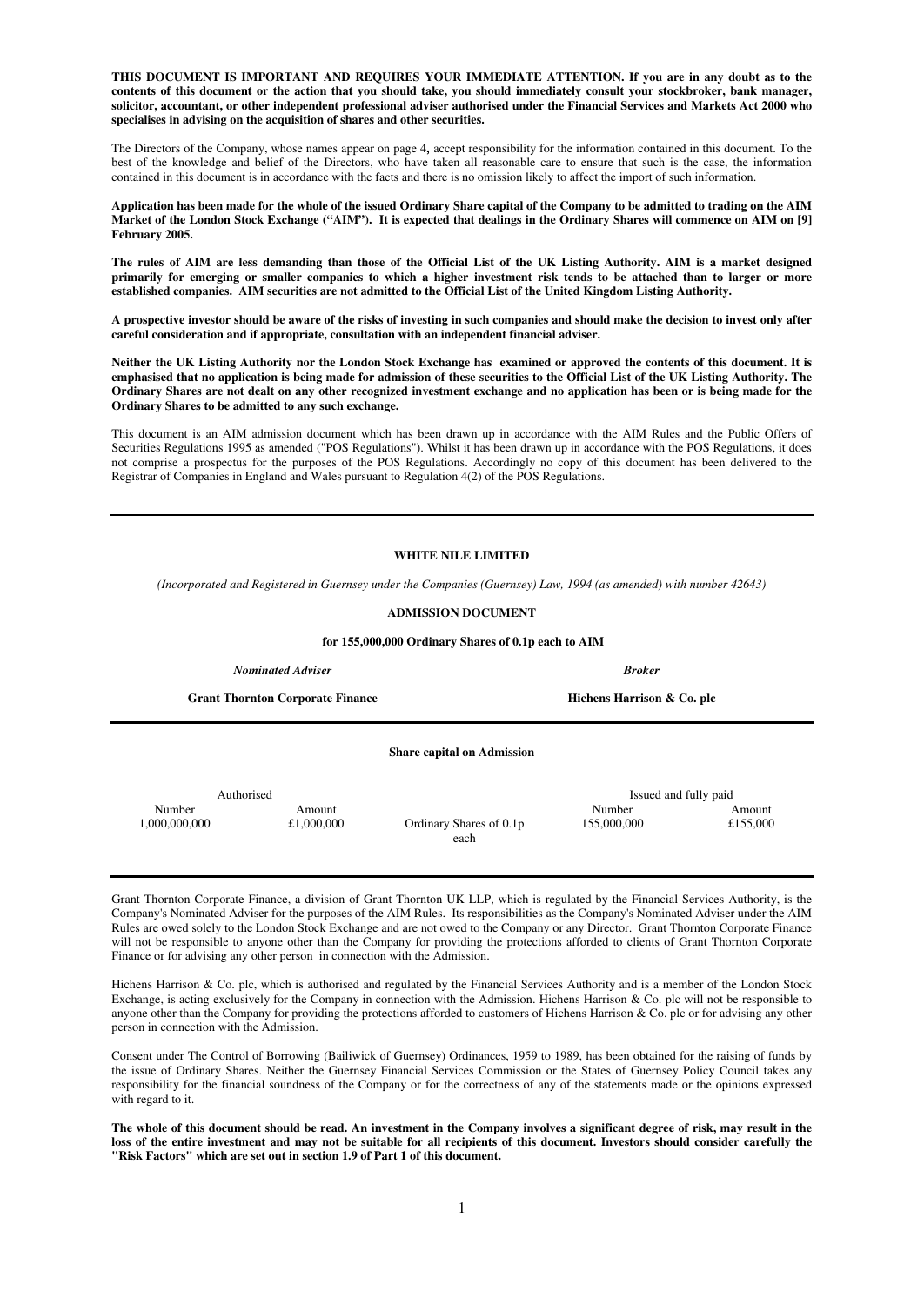**THIS DOCUMENT IS IMPORTANT AND REQUIRES YOUR IMMEDIATE ATTENTION. If you are in any doubt as to the contents of this document or the action that you should take, you should immediately consult your stockbroker, bank manager, solicitor, accountant, or other independent professional adviser authorised under the Financial Services and Markets Act 2000 who specialises in advising on the acquisition of shares and other securities.**

The Directors of the Company, whose names appear on page 4**,** accept responsibility for the information contained in this document. To the best of the knowledge and belief of the Directors, who have taken all reasonable care to ensure that such is the case, the information contained in this document is in accordance with the facts and there is no omission likely to affect the import of such information.

**Application has been made for the whole of the issued Ordinary Share capital of the Company to be admitted to trading on the AIM Market of the London Stock Exchange ("AIM"). It is expected that dealings in the Ordinary Shares will commence on AIM on [9] February 2005.**

**The rules of AIM are less demanding than those of the Official List of the UK Listing Authority. AIM is a market designed primarily for emerging or smaller companies to which a higher investment risk tends to be attached than to larger or more established companies. AIM securities are not admitted to the Official List of the United Kingdom Listing Authority.**

**A prospective investor should be aware of the risks of investing in such companies and should make the decision to invest only after careful consideration and if appropriate, consultation with an independent financial adviser.**

**Neither the UK Listing Authority nor the London Stock Exchange has examined or approved the contents of this document. It is emphasised that no application is being made for admission of these securities to the Official List of the UK Listing Authority. The Ordinary Shares are not dealt on any other recognized investment exchange and no application has been or is being made for the Ordinary Shares to be admitted to any such exchange.**

This document is an AIM admission document which has been drawn up in accordance with the AIM Rules and the Public Offers of Securities Regulations 1995 as amended ("POS Regulations"). Whilst it has been drawn up in accordance with the POS Regulations, it does not comprise a prospectus for the purposes of the POS Regulations. Accordingly no copy of this document has been delivered to the Registrar of Companies in England and Wales pursuant to Regulation 4(2) of the POS Regulations.

---

**WHITE NILE LIMITED**

*(Incorporated and Registered in Guernsey under the Companies (Guernsey) Law, 1994 (as amended) with number 42643)*

**ADMISSION DOCUMENT**

**for 155,000,000 Ordinary Shares of 0.1p each to AIM**

| ***Nominated Adviser*** | ***Broker*** |
|---|---|
| **Grant Thornton Corporate Finance** | **Hichens Harrison & Co. plc** |

---

**Share capital on Admission**

| Authorised | | | Issued and fully paid | |
|---|---|---|---|---|
| Number | Amount | | Number | Amount |
| 1,000,000,000 | £1,000,000 | Ordinary Shares of 0.1p each | 155,000,000 | £155,000 |

---

Grant Thornton Corporate Finance, a division of Grant Thornton UK LLP, which is regulated by the Financial Services Authority, is the Company's Nominated Adviser for the purposes of the AIM Rules. Its responsibilities as the Company's Nominated Adviser under the AIM Rules are owed solely to the London Stock Exchange and are not owed to the Company or any Director. Grant Thornton Corporate Finance will not be responsible to anyone other than the Company for providing the protections afforded to clients of Grant Thornton Corporate Finance or for advising any other person in connection with the Admission.

Hichens Harrison & Co. plc, which is authorised and regulated by the Financial Services Authority and is a member of the London Stock Exchange, is acting exclusively for the Company in connection with the Admission. Hichens Harrison & Co. plc will not be responsible to anyone other than the Company for providing the protections afforded to customers of Hichens Harrison & Co. plc or for advising any other person in connection with the Admission.

Consent under The Control of Borrowing (Bailiwick of Guernsey) Ordinances, 1959 to 1989, has been obtained for the raising of funds by the issue of Ordinary Shares. Neither the Guernsey Financial Services Commission or the States of Guernsey Policy Council takes any responsibility for the financial soundness of the Company or for the correctness of any of the statements made or the opinions expressed with regard to it.

**The whole of this document should be read. An investment in the Company involves a significant degree of risk, may result in the loss of the entire investment and may not be suitable for all recipients of this document. Investors should consider carefully the "Risk Factors" which are set out in section 1.9 of Part 1 of this document.**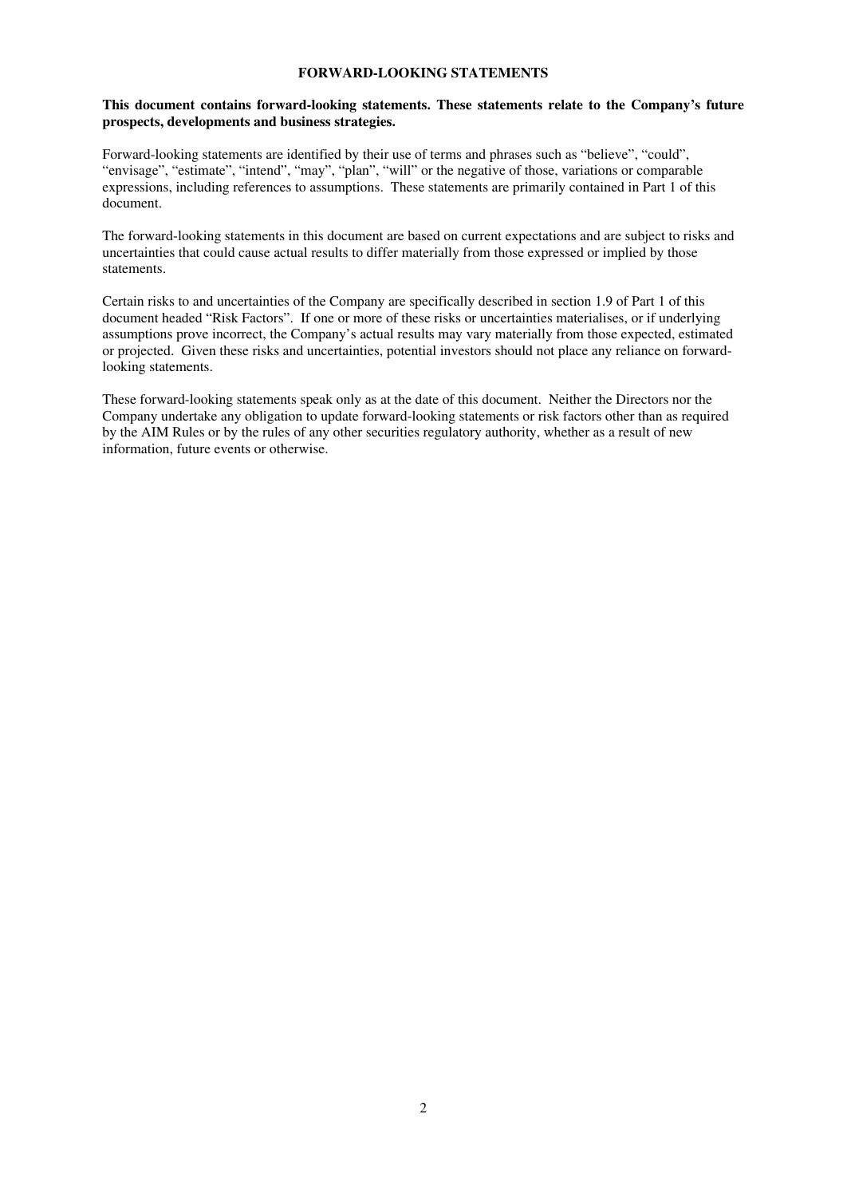# FORWARD-LOOKING STATEMENTS

**This document contains forward-looking statements. These statements relate to the Company's future prospects, developments and business strategies.**

Forward-looking statements are identified by their use of terms and phrases such as "believe", "could", "envisage", "estimate", "intend", "may", "plan", "will" or the negative of those, variations or comparable expressions, including references to assumptions. These statements are primarily contained in Part 1 of this document.

The forward-looking statements in this document are based on current expectations and are subject to risks and uncertainties that could cause actual results to differ materially from those expressed or implied by those statements.

Certain risks to and uncertainties of the Company are specifically described in section 1.9 of Part 1 of this document headed "Risk Factors". If one or more of these risks or uncertainties materialises, or if underlying assumptions prove incorrect, the Company's actual results may vary materially from those expected, estimated or projected. Given these risks and uncertainties, potential investors should not place any reliance on forward-looking statements.

These forward-looking statements speak only as at the date of this document. Neither the Directors nor the Company undertake any obligation to update forward-looking statements or risk factors other than as required by the AIM Rules or by the rules of any other securities regulatory authority, whether as a result of new information, future events or otherwise.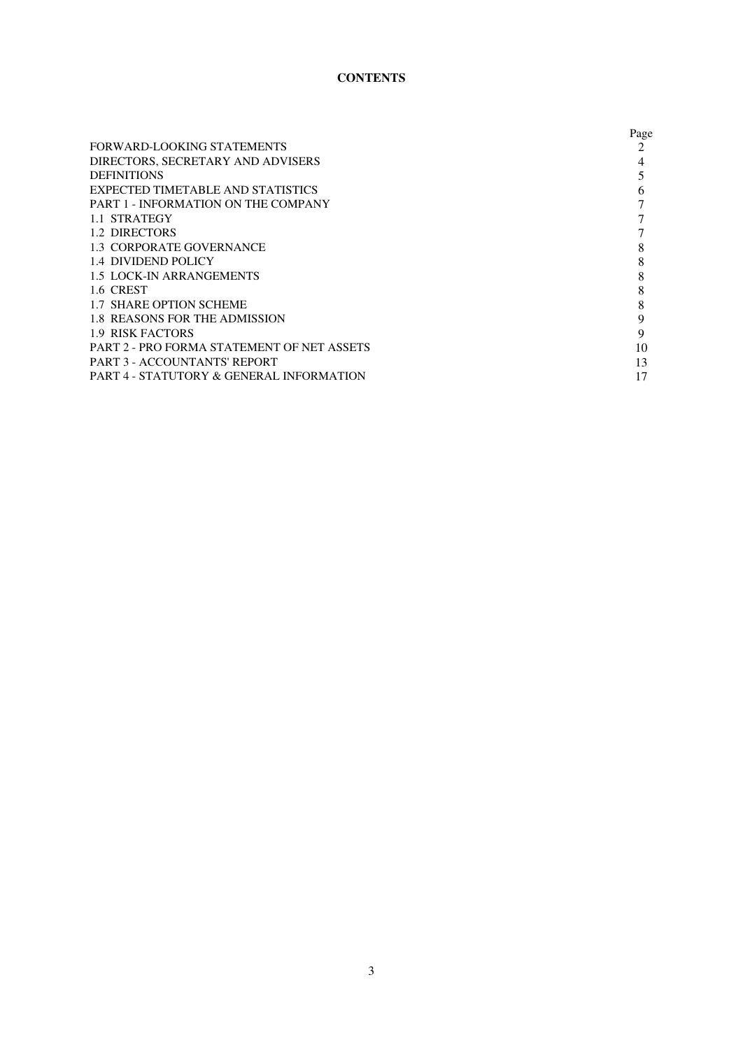# CONTENTS

| | Page |
|---|---|
| FORWARD-LOOKING STATEMENTS | 2 |
| DIRECTORS, SECRETARY AND ADVISERS | 4 |
| DEFINITIONS | 5 |
| EXPECTED TIMETABLE AND STATISTICS | 6 |
| PART 1 - INFORMATION ON THE COMPANY | 7 |
| 1.1 STRATEGY | 7 |
| 1.2 DIRECTORS | 7 |
| 1.3 CORPORATE GOVERNANCE | 8 |
| 1.4 DIVIDEND POLICY | 8 |
| 1.5 LOCK-IN ARRANGEMENTS | 8 |
| 1.6 CREST | 8 |
| 1.7 SHARE OPTION SCHEME | 8 |
| 1.8 REASONS FOR THE ADMISSION | 9 |
| 1.9 RISK FACTORS | 9 |
| PART 2 - PRO FORMA STATEMENT OF NET ASSETS | 10 |
| PART 3 - ACCOUNTANTS' REPORT | 13 |
| PART 4 - STATUTORY & GENERAL INFORMATION | 17 |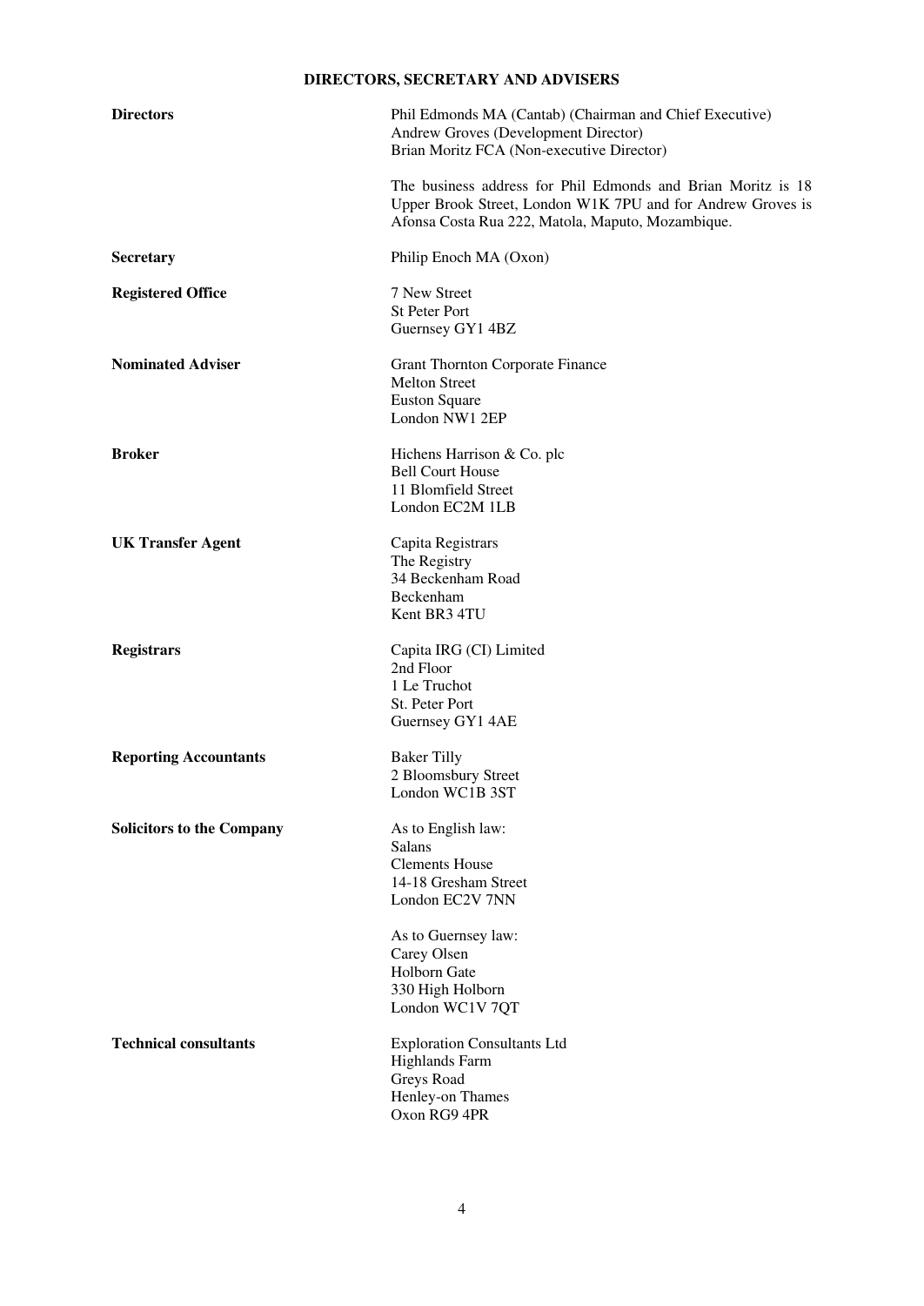# DIRECTORS, SECRETARY AND ADVISERS

| | |
|---|---|
| **Directors** | Phil Edmonds MA (Cantab) (Chairman and Chief Executive)<br>Andrew Groves (Development Director)<br>Brian Moritz FCA (Non-executive Director)<br><br>The business address for Phil Edmonds and Brian Moritz is 18 Upper Brook Street, London W1K 7PU and for Andrew Groves is Afonsa Costa Rua 222, Matola, Maputo, Mozambique. |
| **Secretary** | Philip Enoch MA (Oxon) |
| **Registered Office** | 7 New Street<br>St Peter Port<br>Guernsey GY1 4BZ |
| **Nominated Adviser** | Grant Thornton Corporate Finance<br>Melton Street<br>Euston Square<br>London NW1 2EP |
| **Broker** | Hichens Harrison & Co. plc<br>Bell Court House<br>11 Blomfield Street<br>London EC2M 1LB |
| **UK Transfer Agent** | Capita Registrars<br>The Registry<br>34 Beckenham Road<br>Beckenham<br>Kent BR3 4TU |
| **Registrars** | Capita IRG (CI) Limited<br>2nd Floor<br>1 Le Truchot<br>St. Peter Port<br>Guernsey GY1 4AE |
| **Reporting Accountants** | Baker Tilly<br>2 Bloomsbury Street<br>London WC1B 3ST |
| **Solicitors to the Company** | As to English law:<br>Salans<br>Clements House<br>14-18 Gresham Street<br>London EC2V 7NN<br><br>As to Guernsey law:<br>Carey Olsen<br>Holborn Gate<br>330 High Holborn<br>London WC1V 7QT |
| **Technical consultants** | Exploration Consultants Ltd<br>Highlands Farm<br>Greys Road<br>Henley-on Thames<br>Oxon RG9 4PR |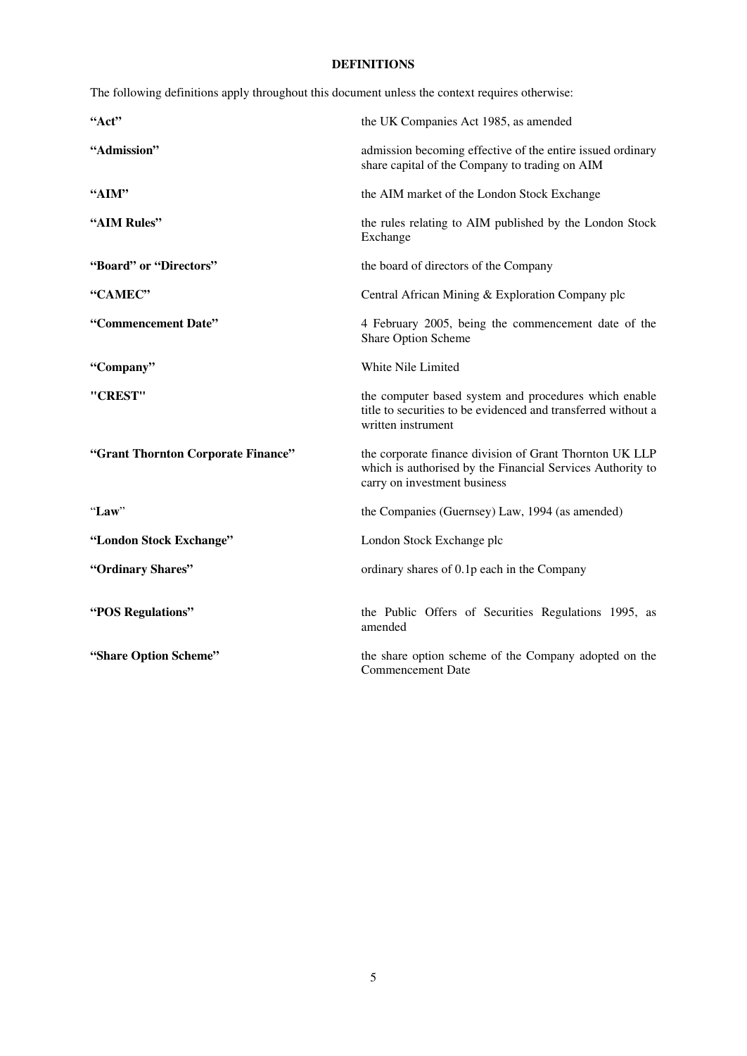# DEFINITIONS

The following definitions apply throughout this document unless the context requires otherwise:

| | |
|---|---|
| **"Act"** | the UK Companies Act 1985, as amended |
| **"Admission"** | admission becoming effective of the entire issued ordinary share capital of the Company to trading on AIM |
| **"AIM"** | the AIM market of the London Stock Exchange |
| **"AIM Rules"** | the rules relating to AIM published by the London Stock Exchange |
| **"Board" or "Directors"** | the board of directors of the Company |
| **"CAMEC"** | Central African Mining & Exploration Company plc |
| **"Commencement Date"** | 4 February 2005, being the commencement date of the Share Option Scheme |
| **"Company"** | White Nile Limited |
| **"CREST"** | the computer based system and procedures which enable title to securities to be evidenced and transferred without a written instrument |
| **"Grant Thornton Corporate Finance"** | the corporate finance division of Grant Thornton UK LLP which is authorised by the Financial Services Authority to carry on investment business |
| "**Law**" | the Companies (Guernsey) Law, 1994 (as amended) |
| **"London Stock Exchange"** | London Stock Exchange plc |
| **"Ordinary Shares"** | ordinary shares of 0.1p each in the Company |
| **"POS Regulations"** | the Public Offers of Securities Regulations 1995, as amended |
| **"Share Option Scheme"** | the share option scheme of the Company adopted on the Commencement Date |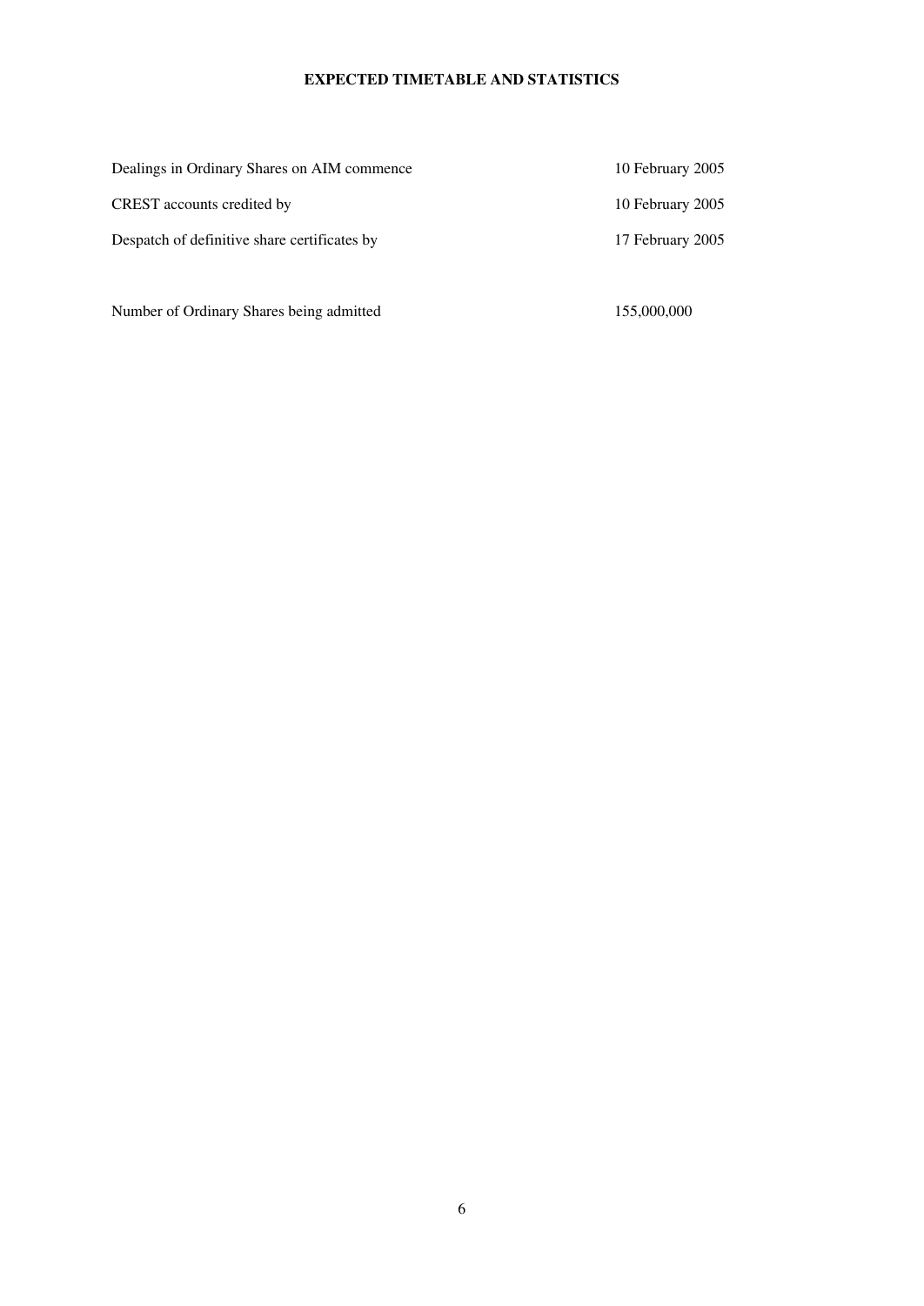# EXPECTED TIMETABLE AND STATISTICS

| | |
|---|---|
| Dealings in Ordinary Shares on AIM commence | 10 February 2005 |
| CREST accounts credited by | 10 February 2005 |
| Despatch of definitive share certificates by | 17 February 2005 |

| | |
|---|---|
| Number of Ordinary Shares being admitted | 155,000,000 |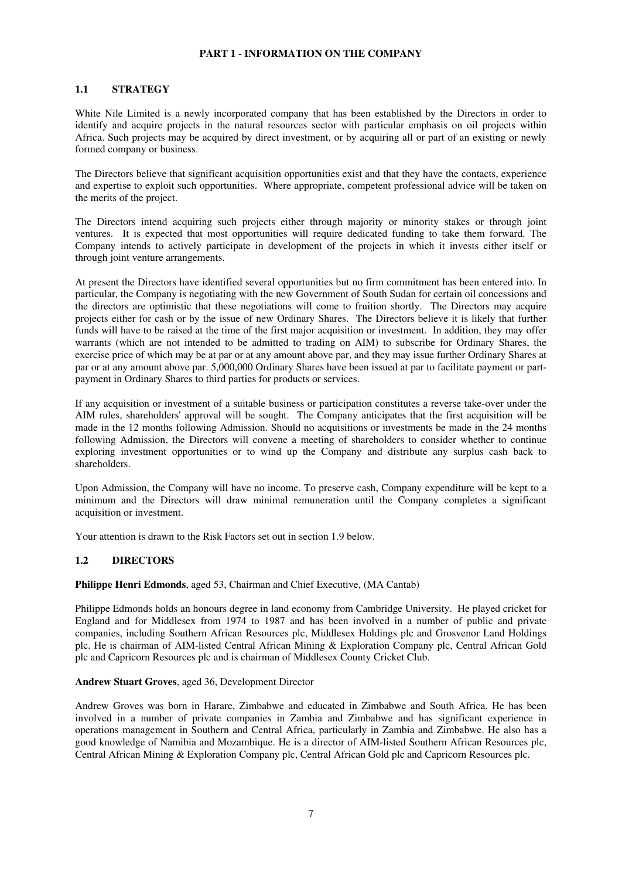## PART 1 - INFORMATION ON THE COMPANY

### 1.1 STRATEGY

White Nile Limited is a newly incorporated company that has been established by the Directors in order to identify and acquire projects in the natural resources sector with particular emphasis on oil projects within Africa. Such projects may be acquired by direct investment, or by acquiring all or part of an existing or newly formed company or business.

The Directors believe that significant acquisition opportunities exist and that they have the contacts, experience and expertise to exploit such opportunities. Where appropriate, competent professional advice will be taken on the merits of the project.

The Directors intend acquiring such projects either through majority or minority stakes or through joint ventures. It is expected that most opportunities will require dedicated funding to take them forward. The Company intends to actively participate in development of the projects in which it invests either itself or through joint venture arrangements.

At present the Directors have identified several opportunities but no firm commitment has been entered into. In particular, the Company is negotiating with the new Government of South Sudan for certain oil concessions and the directors are optimistic that these negotiations will come to fruition shortly. The Directors may acquire projects either for cash or by the issue of new Ordinary Shares. The Directors believe it is likely that further funds will have to be raised at the time of the first major acquisition or investment. In addition, they may offer warrants (which are not intended to be admitted to trading on AIM) to subscribe for Ordinary Shares, the exercise price of which may be at par or at any amount above par, and they may issue further Ordinary Shares at par or at any amount above par. 5,000,000 Ordinary Shares have been issued at par to facilitate payment or part-payment in Ordinary Shares to third parties for products or services.

If any acquisition or investment of a suitable business or participation constitutes a reverse take-over under the AIM rules, shareholders' approval will be sought. The Company anticipates that the first acquisition will be made in the 12 months following Admission. Should no acquisitions or investments be made in the 24 months following Admission, the Directors will convene a meeting of shareholders to consider whether to continue exploring investment opportunities or to wind up the Company and distribute any surplus cash back to shareholders.

Upon Admission, the Company will have no income. To preserve cash, Company expenditure will be kept to a minimum and the Directors will draw minimal remuneration until the Company completes a significant acquisition or investment.

Your attention is drawn to the Risk Factors set out in section 1.9 below.

### 1.2 DIRECTORS

**Philippe Henri Edmonds**, aged 53, Chairman and Chief Executive, (MA Cantab)

Philippe Edmonds holds an honours degree in land economy from Cambridge University. He played cricket for England and for Middlesex from 1974 to 1987 and has been involved in a number of public and private companies, including Southern African Resources plc, Middlesex Holdings plc and Grosvenor Land Holdings plc. He is chairman of AIM-listed Central African Mining & Exploration Company plc, Central African Gold plc and Capricorn Resources plc and is chairman of Middlesex County Cricket Club.

**Andrew Stuart Groves**, aged 36, Development Director

Andrew Groves was born in Harare, Zimbabwe and educated in Zimbabwe and South Africa. He has been involved in a number of private companies in Zambia and Zimbabwe and has significant experience in operations management in Southern and Central Africa, particularly in Zambia and Zimbabwe. He also has a good knowledge of Namibia and Mozambique. He is a director of AIM-listed Southern African Resources plc, Central African Mining & Exploration Company plc, Central African Gold plc and Capricorn Resources plc.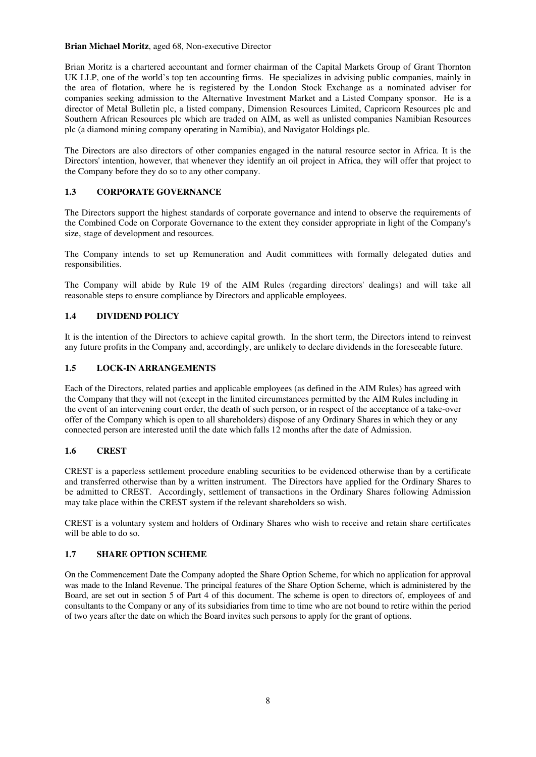**Brian Michael Moritz**, aged 68, Non-executive Director

Brian Moritz is a chartered accountant and former chairman of the Capital Markets Group of Grant Thornton UK LLP, one of the world's top ten accounting firms. He specializes in advising public companies, mainly in the area of flotation, where he is registered by the London Stock Exchange as a nominated adviser for companies seeking admission to the Alternative Investment Market and a Listed Company sponsor. He is a director of Metal Bulletin plc, a listed company, Dimension Resources Limited, Capricorn Resources plc and Southern African Resources plc which are traded on AIM, as well as unlisted companies Namibian Resources plc (a diamond mining company operating in Namibia), and Navigator Holdings plc.

The Directors are also directors of other companies engaged in the natural resource sector in Africa. It is the Directors' intention, however, that whenever they identify an oil project in Africa, they will offer that project to the Company before they do so to any other company.

### 1.3 CORPORATE GOVERNANCE

The Directors support the highest standards of corporate governance and intend to observe the requirements of the Combined Code on Corporate Governance to the extent they consider appropriate in light of the Company's size, stage of development and resources.

The Company intends to set up Remuneration and Audit committees with formally delegated duties and responsibilities.

The Company will abide by Rule 19 of the AIM Rules (regarding directors' dealings) and will take all reasonable steps to ensure compliance by Directors and applicable employees.

### 1.4 DIVIDEND POLICY

It is the intention of the Directors to achieve capital growth. In the short term, the Directors intend to reinvest any future profits in the Company and, accordingly, are unlikely to declare dividends in the foreseeable future.

### 1.5 LOCK-IN ARRANGEMENTS

Each of the Directors, related parties and applicable employees (as defined in the AIM Rules) has agreed with the Company that they will not (except in the limited circumstances permitted by the AIM Rules including in the event of an intervening court order, the death of such person, or in respect of the acceptance of a take-over offer of the Company which is open to all shareholders) dispose of any Ordinary Shares in which they or any connected person are interested until the date which falls 12 months after the date of Admission.

### 1.6 CREST

CREST is a paperless settlement procedure enabling securities to be evidenced otherwise than by a certificate and transferred otherwise than by a written instrument. The Directors have applied for the Ordinary Shares to be admitted to CREST. Accordingly, settlement of transactions in the Ordinary Shares following Admission may take place within the CREST system if the relevant shareholders so wish.

CREST is a voluntary system and holders of Ordinary Shares who wish to receive and retain share certificates will be able to do so.

### 1.7 SHARE OPTION SCHEME

On the Commencement Date the Company adopted the Share Option Scheme, for which no application for approval was made to the Inland Revenue. The principal features of the Share Option Scheme, which is administered by the Board, are set out in section 5 of Part 4 of this document. The scheme is open to directors of, employees of and consultants to the Company or any of its subsidiaries from time to time who are not bound to retire within the period of two years after the date on which the Board invites such persons to apply for the grant of options.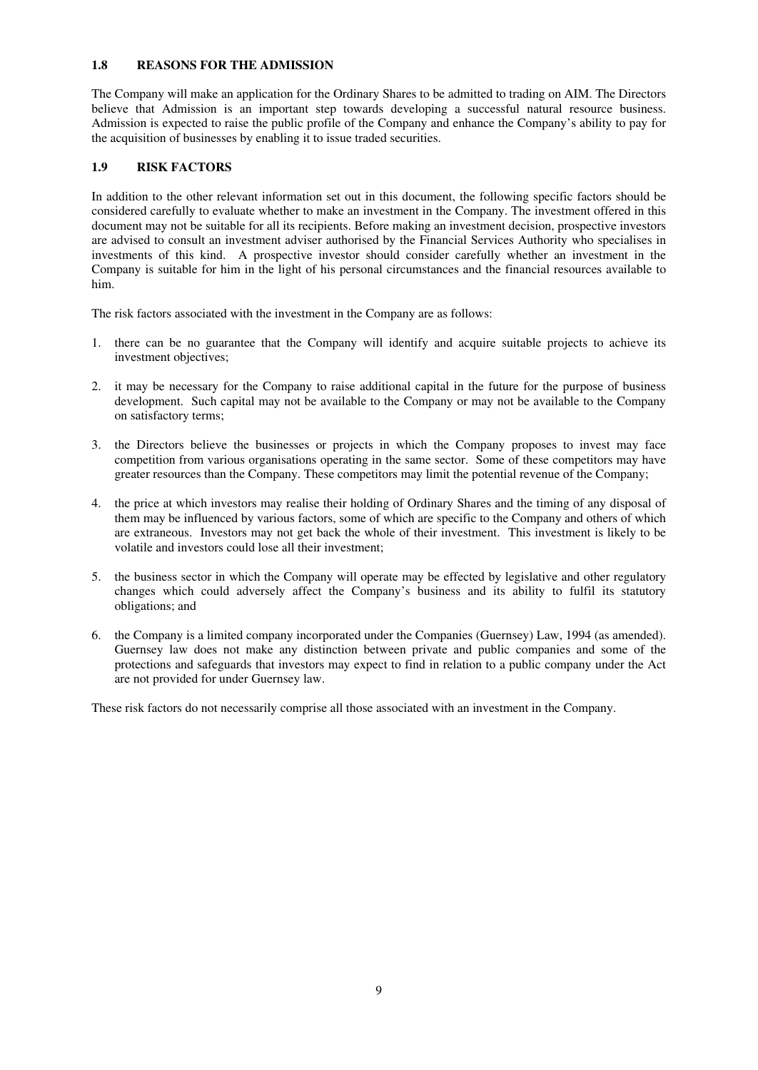### 1.8 REASONS FOR THE ADMISSION

The Company will make an application for the Ordinary Shares to be admitted to trading on AIM. The Directors believe that Admission is an important step towards developing a successful natural resource business. Admission is expected to raise the public profile of the Company and enhance the Company's ability to pay for the acquisition of businesses by enabling it to issue traded securities.

### 1.9 RISK FACTORS

In addition to the other relevant information set out in this document, the following specific factors should be considered carefully to evaluate whether to make an investment in the Company. The investment offered in this document may not be suitable for all its recipients. Before making an investment decision, prospective investors are advised to consult an investment adviser authorised by the Financial Services Authority who specialises in investments of this kind. A prospective investor should consider carefully whether an investment in the Company is suitable for him in the light of his personal circumstances and the financial resources available to him.

The risk factors associated with the investment in the Company are as follows:

1. there can be no guarantee that the Company will identify and acquire suitable projects to achieve its investment objectives;

2. it may be necessary for the Company to raise additional capital in the future for the purpose of business development. Such capital may not be available to the Company or may not be available to the Company on satisfactory terms;

3. the Directors believe the businesses or projects in which the Company proposes to invest may face competition from various organisations operating in the same sector. Some of these competitors may have greater resources than the Company. These competitors may limit the potential revenue of the Company;

4. the price at which investors may realise their holding of Ordinary Shares and the timing of any disposal of them may be influenced by various factors, some of which are specific to the Company and others of which are extraneous. Investors may not get back the whole of their investment. This investment is likely to be volatile and investors could lose all their investment;

5. the business sector in which the Company will operate may be effected by legislative and other regulatory changes which could adversely affect the Company's business and its ability to fulfil its statutory obligations; and

6. the Company is a limited company incorporated under the Companies (Guernsey) Law, 1994 (as amended). Guernsey law does not make any distinction between private and public companies and some of the protections and safeguards that investors may expect to find in relation to a public company under the Act are not provided for under Guernsey law.

These risk factors do not necessarily comprise all those associated with an investment in the Company.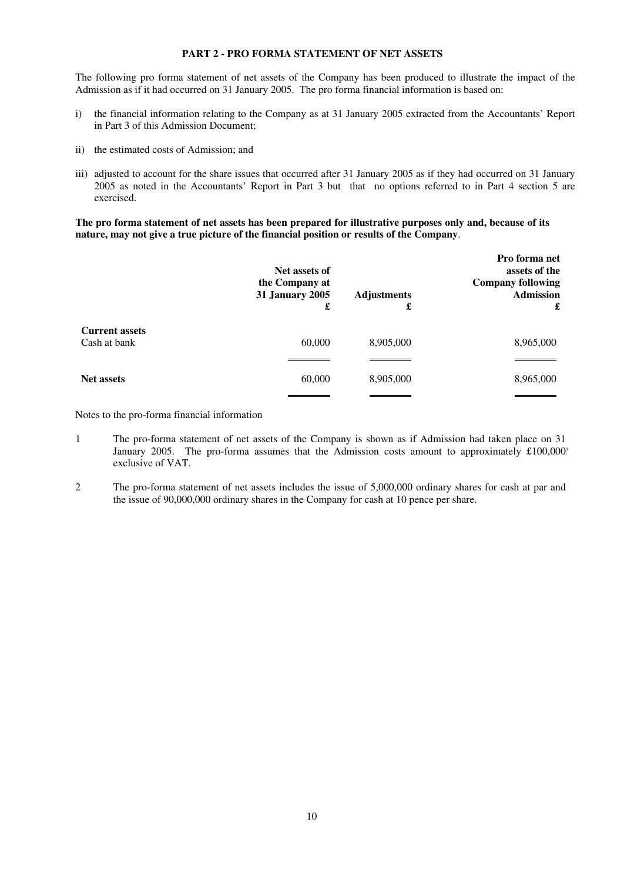## PART 2 - PRO FORMA STATEMENT OF NET ASSETS

The following pro forma statement of net assets of the Company has been produced to illustrate the impact of the Admission as if it had occurred on 31 January 2005. The pro forma financial information is based on:

i) the financial information relating to the Company as at 31 January 2005 extracted from the Accountants' Report in Part 3 of this Admission Document;

ii) the estimated costs of Admission; and

iii) adjusted to account for the share issues that occurred after 31 January 2005 as if they had occurred on 31 January 2005 as noted in the Accountants' Report in Part 3 but that no options referred to in Part 4 section 5 are exercised.

**The pro forma statement of net assets has been prepared for illustrative purposes only and, because of its nature, may not give a true picture of the financial position or results of the Company**.

| | Net assets of the Company at 31 January 2005 £ | Adjustments £ | Pro forma net assets of the Company following Admission £ |
|---|---|---|---|
| **Current assets** | | | |
| Cash at bank | 60,000 | 8,905,000 | 8,965,000 |
| **Net assets** | 60,000 | 8,905,000 | 8,965,000 |

Notes to the pro-forma financial information

1. The pro-forma statement of net assets of the Company is shown as if Admission had taken place on 31 January 2005. The pro-forma assumes that the Admission costs amount to approximately £100,000 exclusive of VAT.

2. The pro-forma statement of net assets includes the issue of 5,000,000 ordinary shares for cash at par and the issue of 90,000,000 ordinary shares in the Company for cash at 10 pence per share.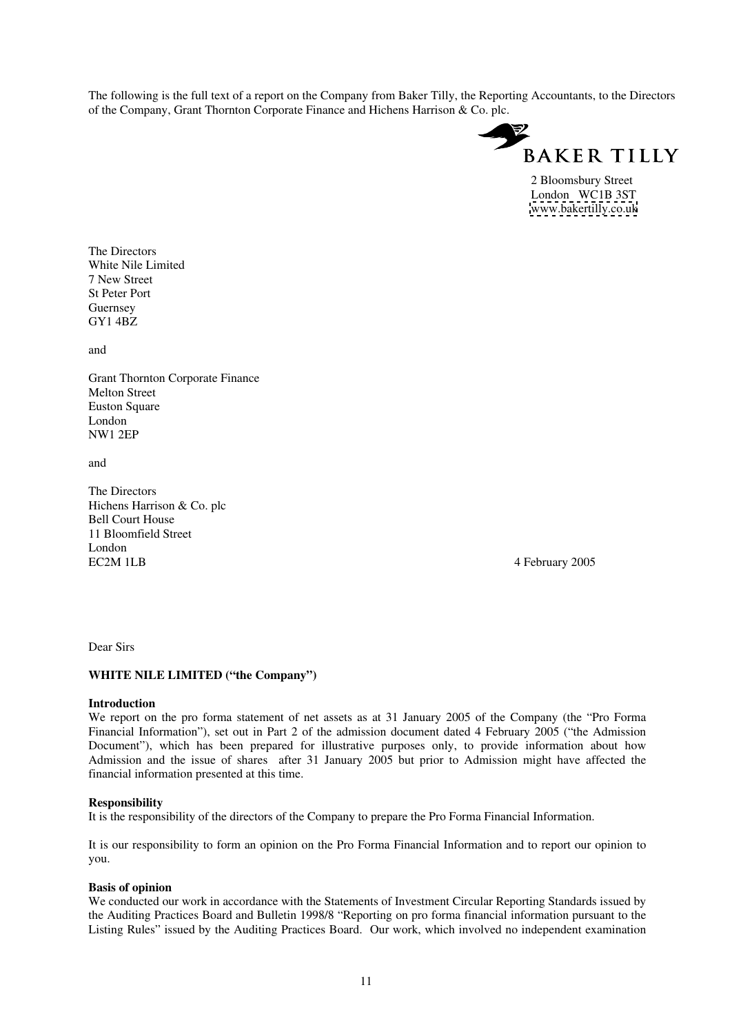The following is the full text of a report on the Company from Baker Tilly, the Reporting Accountants, to the Directors of the Company, Grant Thornton Corporate Finance and Hichens Harrison & Co. plc.

BAKER TILLY

2 Bloomsbury Street
London WC1B 3ST
www.bakertilly.co.uk

The Directors
White Nile Limited
7 New Street
St Peter Port
Guernsey
GY1 4BZ

and

Grant Thornton Corporate Finance
Melton Street
Euston Square
London
NW1 2EP

and

The Directors
Hichens Harrison & Co. plc
Bell Court House
11 Bloomfield Street
London
EC2M 1LB

4 February 2005

Dear Sirs

**WHITE NILE LIMITED ("the Company")**

**Introduction**

We report on the pro forma statement of net assets as at 31 January 2005 of the Company (the "Pro Forma Financial Information"), set out in Part 2 of the admission document dated 4 February 2005 ("the Admission Document"), which has been prepared for illustrative purposes only, to provide information about how Admission and the issue of shares after 31 January 2005 but prior to Admission might have affected the financial information presented at this time.

**Responsibility**

It is the responsibility of the directors of the Company to prepare the Pro Forma Financial Information.

It is our responsibility to form an opinion on the Pro Forma Financial Information and to report our opinion to you.

**Basis of opinion**

We conducted our work in accordance with the Statements of Investment Circular Reporting Standards issued by the Auditing Practices Board and Bulletin 1998/8 "Reporting on pro forma financial information pursuant to the Listing Rules" issued by the Auditing Practices Board. Our work, which involved no independent examination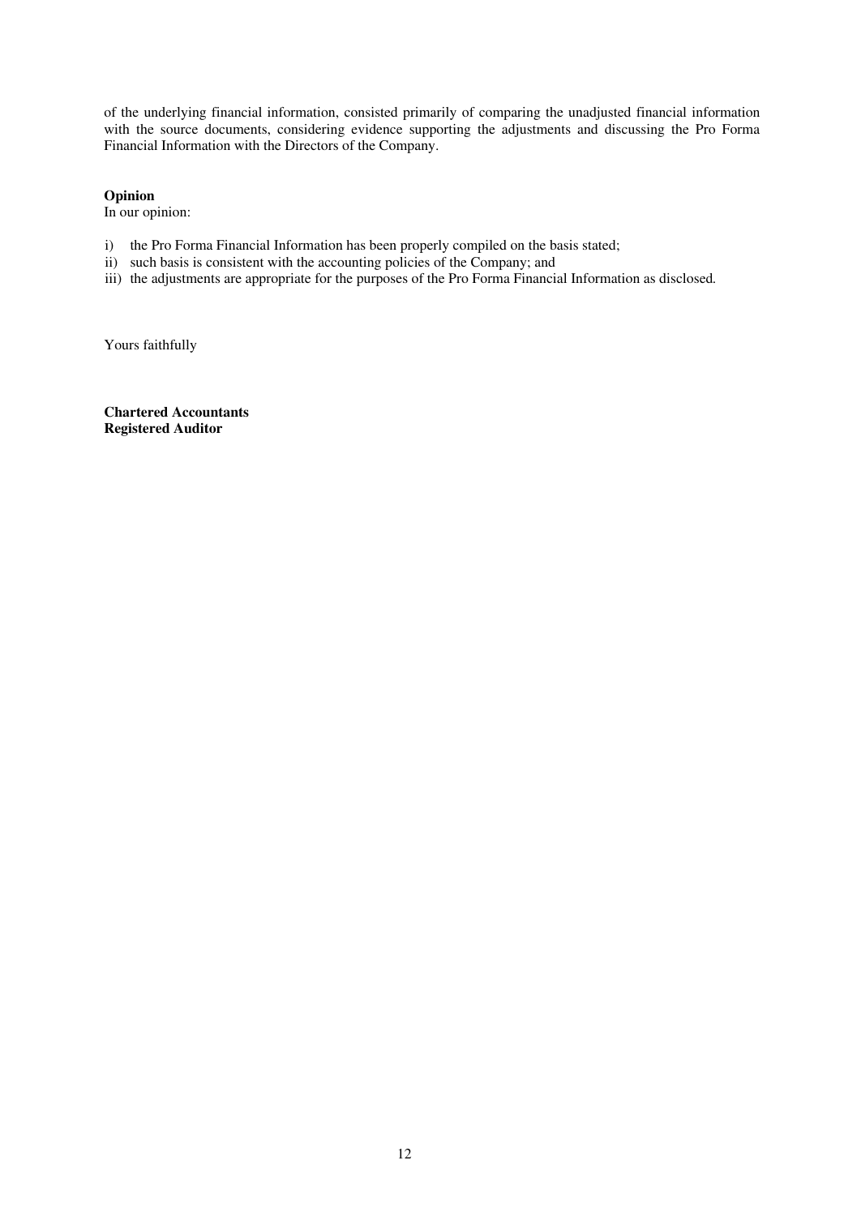of the underlying financial information, consisted primarily of comparing the unadjusted financial information with the source documents, considering evidence supporting the adjustments and discussing the Pro Forma Financial Information with the Directors of the Company.

**Opinion**

In our opinion:

i) the Pro Forma Financial Information has been properly compiled on the basis stated;
ii) such basis is consistent with the accounting policies of the Company; and
iii) the adjustments are appropriate for the purposes of the Pro Forma Financial Information as disclosed.

Yours faithfully

**Chartered Accountants**
**Registered Auditor**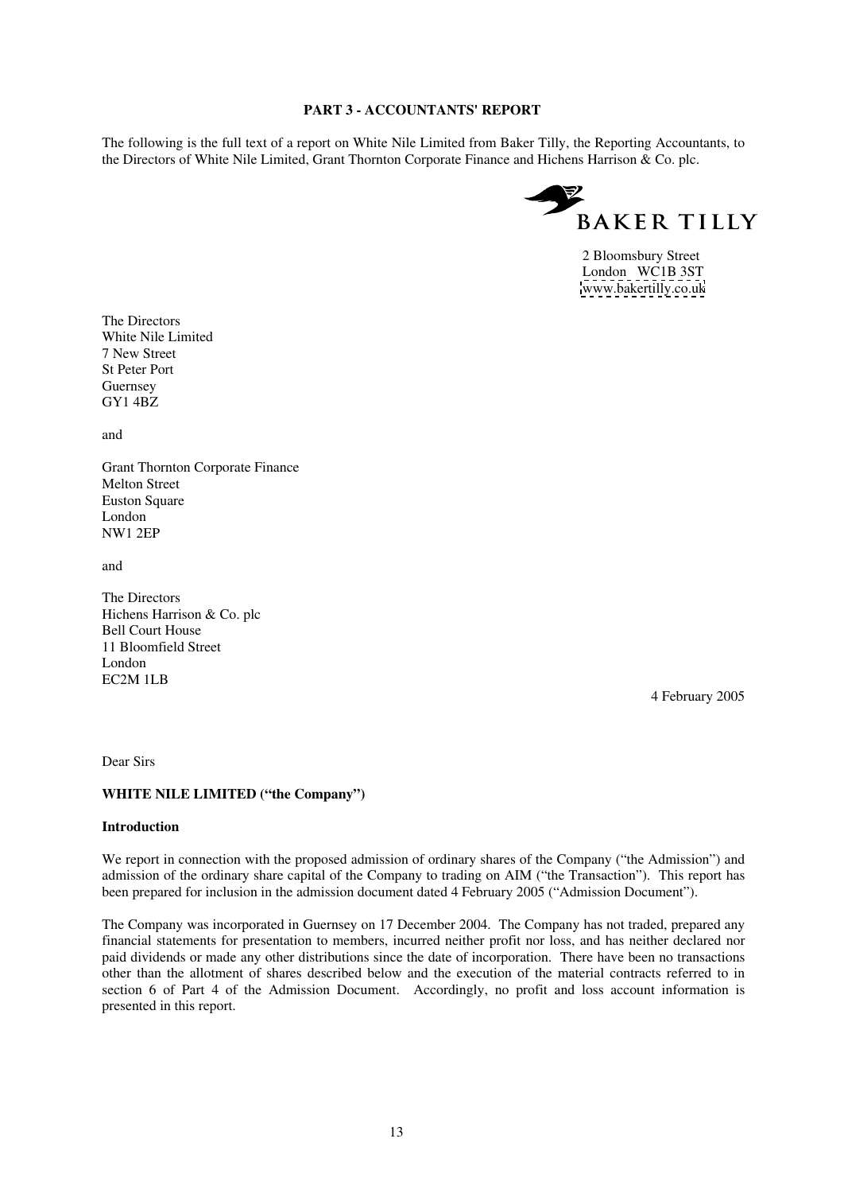**PART 3 - ACCOUNTANTS' REPORT**

The following is the full text of a report on White Nile Limited from Baker Tilly, the Reporting Accountants, to the Directors of White Nile Limited, Grant Thornton Corporate Finance and Hichens Harrison & Co. plc.

BAKER TILLY

2 Bloomsbury Street
London WC1B 3ST
www.bakertilly.co.uk

The Directors
White Nile Limited
7 New Street
St Peter Port
Guernsey
GY1 4BZ

and

Grant Thornton Corporate Finance
Melton Street
Euston Square
London
NW1 2EP

and

The Directors
Hichens Harrison & Co. plc
Bell Court House
11 Bloomfield Street
London
EC2M 1LB

4 February 2005

Dear Sirs

**WHITE NILE LIMITED ("the Company")**

**Introduction**

We report in connection with the proposed admission of ordinary shares of the Company ("the Admission") and admission of the ordinary share capital of the Company to trading on AIM ("the Transaction"). This report has been prepared for inclusion in the admission document dated 4 February 2005 ("Admission Document").

The Company was incorporated in Guernsey on 17 December 2004. The Company has not traded, prepared any financial statements for presentation to members, incurred neither profit nor loss, and has neither declared nor paid dividends or made any other distributions since the date of incorporation. There have been no transactions other than the allotment of shares described below and the execution of the material contracts referred to in section 6 of Part 4 of the Admission Document. Accordingly, no profit and loss account information is presented in this report.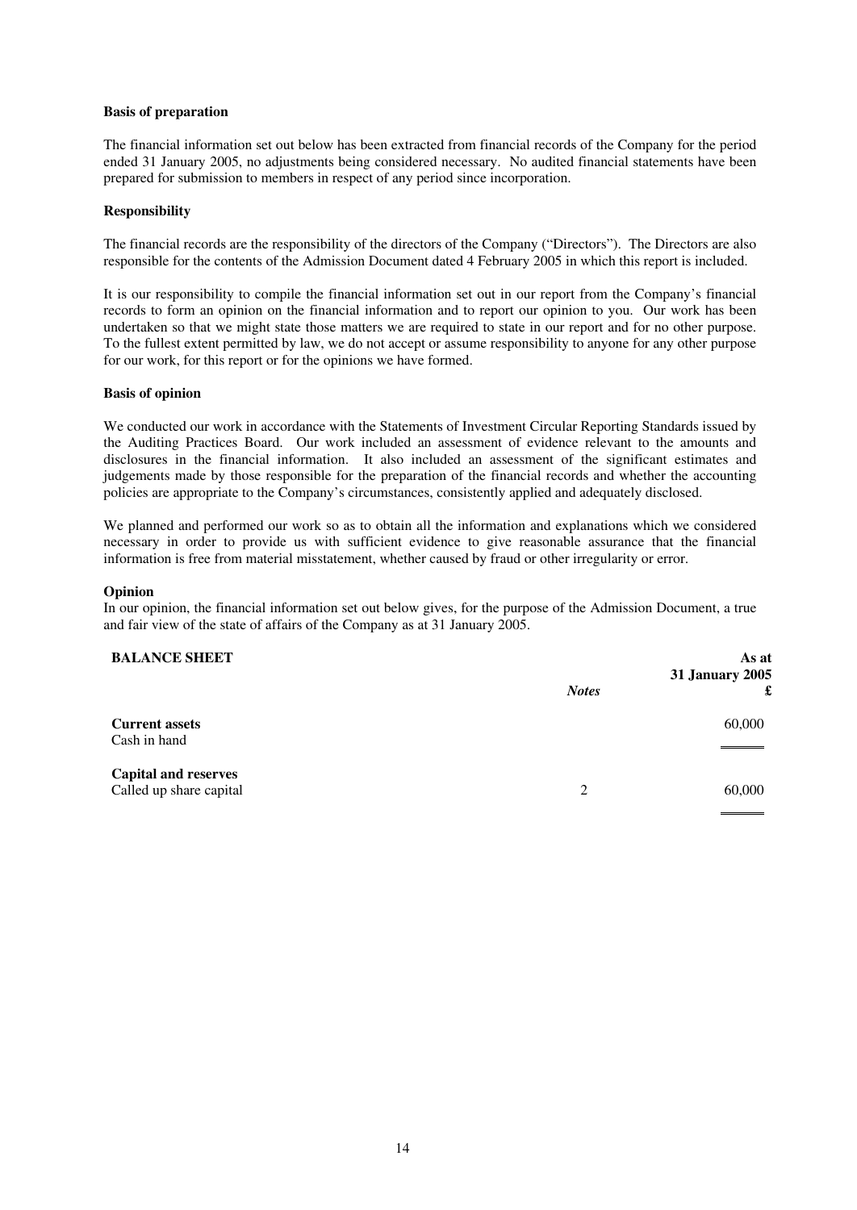**Basis of preparation**

The financial information set out below has been extracted from financial records of the Company for the period ended 31 January 2005, no adjustments being considered necessary. No audited financial statements have been prepared for submission to members in respect of any period since incorporation.

**Responsibility**

The financial records are the responsibility of the directors of the Company ("Directors"). The Directors are also responsible for the contents of the Admission Document dated 4 February 2005 in which this report is included.

It is our responsibility to compile the financial information set out in our report from the Company's financial records to form an opinion on the financial information and to report our opinion to you. Our work has been undertaken so that we might state those matters we are required to state in our report and for no other purpose. To the fullest extent permitted by law, we do not accept or assume responsibility to anyone for any other purpose for our work, for this report or for the opinions we have formed.

**Basis of opinion**

We conducted our work in accordance with the Statements of Investment Circular Reporting Standards issued by the Auditing Practices Board. Our work included an assessment of evidence relevant to the amounts and disclosures in the financial information. It also included an assessment of the significant estimates and judgements made by those responsible for the preparation of the financial records and whether the accounting policies are appropriate to the Company's circumstances, consistently applied and adequately disclosed.

We planned and performed our work so as to obtain all the information and explanations which we considered necessary in order to provide us with sufficient evidence to give reasonable assurance that the financial information is free from material misstatement, whether caused by fraud or other irregularity or error.

**Opinion**

In our opinion, the financial information set out below gives, for the purpose of the Admission Document, a true and fair view of the state of affairs of the Company as at 31 January 2005.

| **BALANCE SHEET** | ***Notes*** | **As at 31 January 2005 £** |
|---|---|---|
| **Current assets** | | |
| Cash in hand | | 60,000 |
| **Capital and reserves** | | |
| Called up share capital | 2 | 60,000 |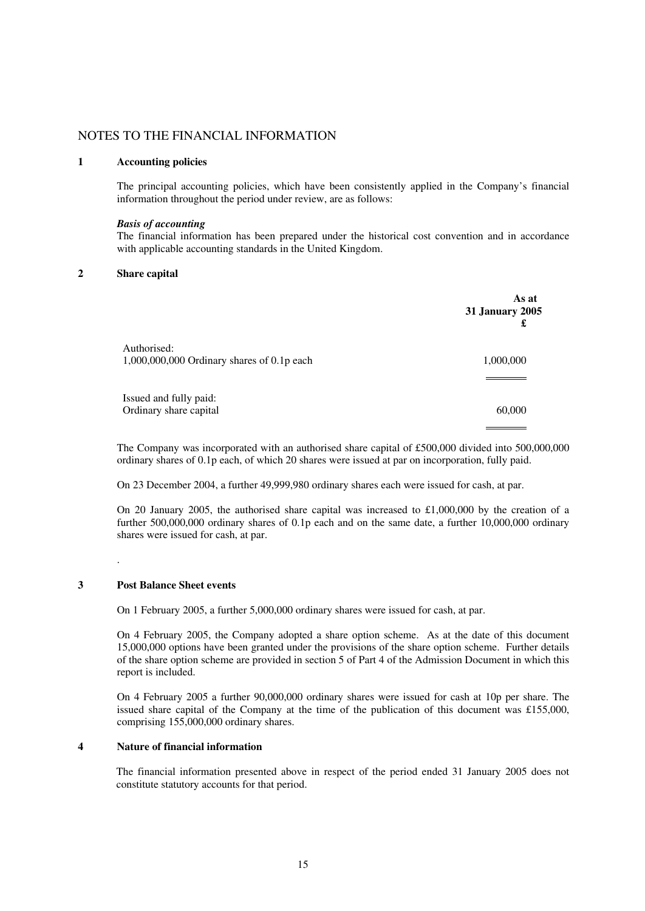# NOTES TO THE FINANCIAL INFORMATION

## 1 Accounting policies

The principal accounting policies, which have been consistently applied in the Company's financial information throughout the period under review, are as follows:

***Basis of accounting***
The financial information has been prepared under the historical cost convention and in accordance with applicable accounting standards in the United Kingdom.

## 2 Share capital

| | **As at 31 January 2005 £** |
|---|---|
| Authorised: | |
| 1,000,000,000 Ordinary shares of 0.1p each | 1,000,000 |
| Issued and fully paid: | |
| Ordinary share capital | 60,000 |

The Company was incorporated with an authorised share capital of £500,000 divided into 500,000,000 ordinary shares of 0.1p each, of which 20 shares were issued at par on incorporation, fully paid.

On 23 December 2004, a further 49,999,980 ordinary shares each were issued for cash, at par.

On 20 January 2005, the authorised share capital was increased to £1,000,000 by the creation of a further 500,000,000 ordinary shares of 0.1p each and on the same date, a further 10,000,000 ordinary shares were issued for cash, at par.

.

## 3 Post Balance Sheet events

On 1 February 2005, a further 5,000,000 ordinary shares were issued for cash, at par.

On 4 February 2005, the Company adopted a share option scheme. As at the date of this document 15,000,000 options have been granted under the provisions of the share option scheme. Further details of the share option scheme are provided in section 5 of Part 4 of the Admission Document in which this report is included.

On 4 February 2005 a further 90,000,000 ordinary shares were issued for cash at 10p per share. The issued share capital of the Company at the time of the publication of this document was £155,000, comprising 155,000,000 ordinary shares.

## 4 Nature of financial information

The financial information presented above in respect of the period ended 31 January 2005 does not constitute statutory accounts for that period.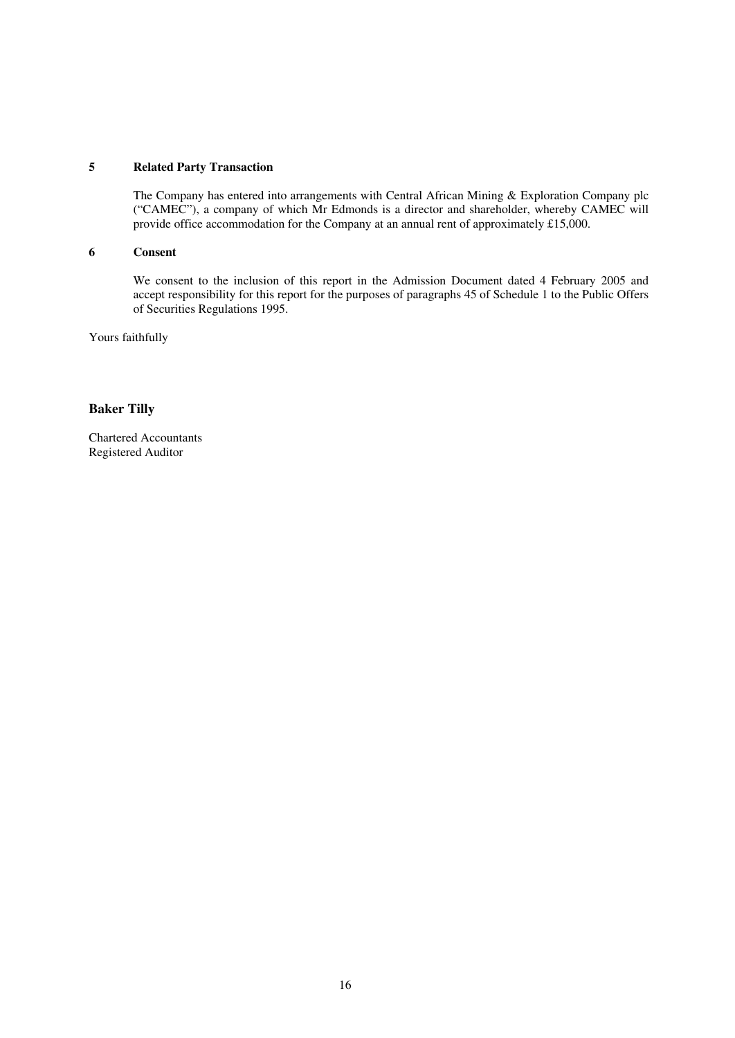## 5 Related Party Transaction

The Company has entered into arrangements with Central African Mining & Exploration Company plc ("CAMEC"), a company of which Mr Edmonds is a director and shareholder, whereby CAMEC will provide office accommodation for the Company at an annual rent of approximately £15,000.

## 6 Consent

We consent to the inclusion of this report in the Admission Document dated 4 February 2005 and accept responsibility for this report for the purposes of paragraphs 45 of Schedule 1 to the Public Offers of Securities Regulations 1995.

Yours faithfully

**Baker Tilly**

Chartered Accountants
Registered Auditor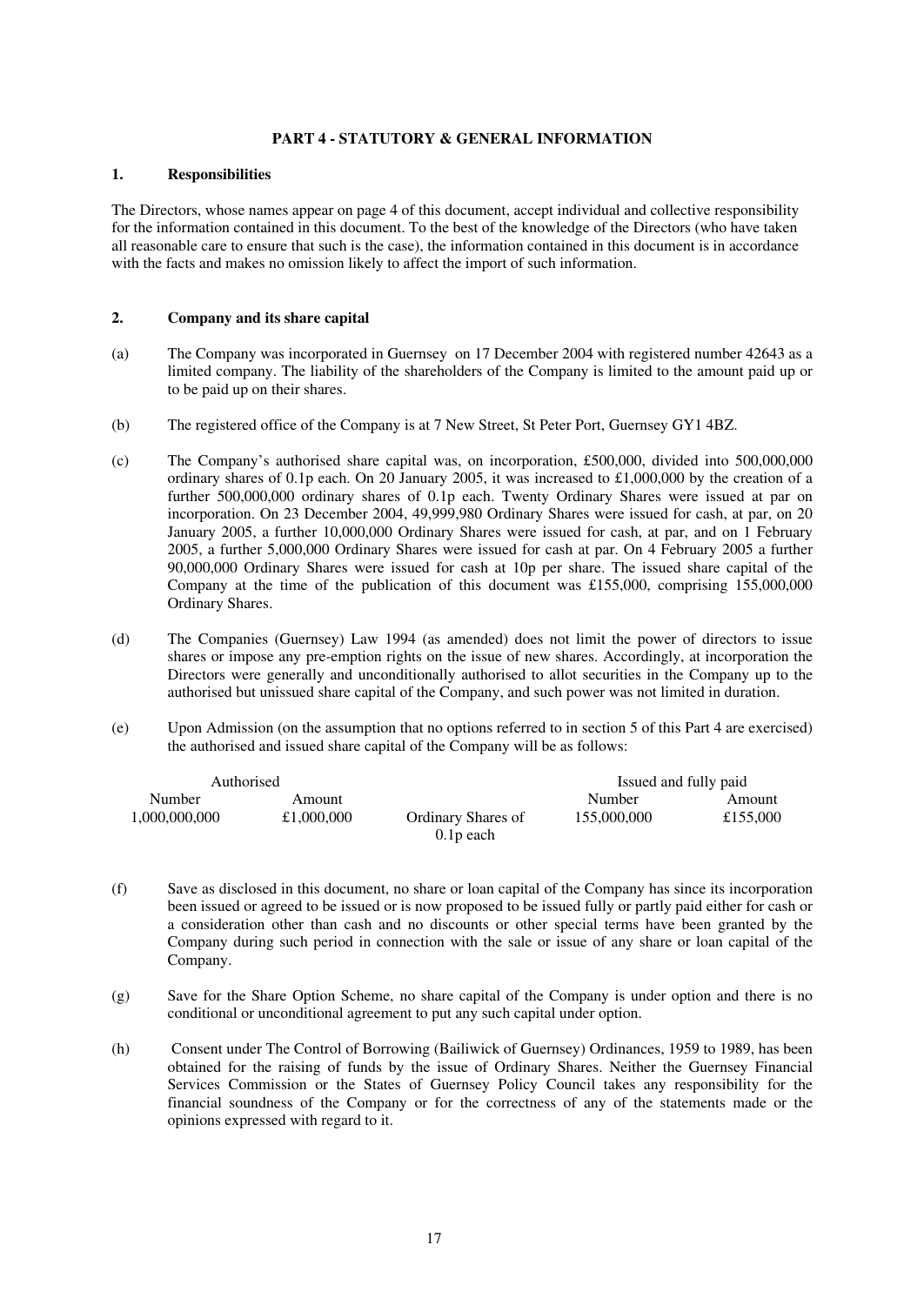## PART 4 - STATUTORY & GENERAL INFORMATION

### 1. Responsibilities

The Directors, whose names appear on page 4 of this document, accept individual and collective responsibility for the information contained in this document. To the best of the knowledge of the Directors (who have taken all reasonable care to ensure that such is the case), the information contained in this document is in accordance with the facts and makes no omission likely to affect the import of such information.

### 2. Company and its share capital

(a) The Company was incorporated in Guernsey on 17 December 2004 with registered number 42643 as a limited company. The liability of the shareholders of the Company is limited to the amount paid up or to be paid up on their shares.

(b) The registered office of the Company is at 7 New Street, St Peter Port, Guernsey GY1 4BZ.

(c) The Company's authorised share capital was, on incorporation, £500,000, divided into 500,000,000 ordinary shares of 0.1p each. On 20 January 2005, it was increased to £1,000,000 by the creation of a further 500,000,000 ordinary shares of 0.1p each. Twenty Ordinary Shares were issued at par on incorporation. On 23 December 2004, 49,999,980 Ordinary Shares were issued for cash, at par, on 20 January 2005, a further 10,000,000 Ordinary Shares were issued for cash, at par, and on 1 February 2005, a further 5,000,000 Ordinary Shares were issued for cash at par. On 4 February 2005 a further 90,000,000 Ordinary Shares were issued for cash at 10p per share. The issued share capital of the Company at the time of the publication of this document was £155,000, comprising 155,000,000 Ordinary Shares.

(d) The Companies (Guernsey) Law 1994 (as amended) does not limit the power of directors to issue shares or impose any pre-emption rights on the issue of new shares. Accordingly, at incorporation the Directors were generally and unconditionally authorised to allot securities in the Company up to the authorised but unissued share capital of the Company, and such power was not limited in duration.

(e) Upon Admission (on the assumption that no options referred to in section 5 of this Part 4 are exercised) the authorised and issued share capital of the Company will be as follows:

| Authorised | | | Issued and fully paid | |
|---|---|---|---|---|
| Number | Amount | | Number | Amount |
| 1,000,000,000 | £1,000,000 | Ordinary Shares of 0.1p each | 155,000,000 | £155,000 |

(f) Save as disclosed in this document, no share or loan capital of the Company has since its incorporation been issued or agreed to be issued or is now proposed to be issued fully or partly paid either for cash or a consideration other than cash and no discounts or other special terms have been granted by the Company during such period in connection with the sale or issue of any share or loan capital of the Company.

(g) Save for the Share Option Scheme, no share capital of the Company is under option and there is no conditional or unconditional agreement to put any such capital under option.

(h) Consent under The Control of Borrowing (Bailiwick of Guernsey) Ordinances, 1959 to 1989, has been obtained for the raising of funds by the issue of Ordinary Shares. Neither the Guernsey Financial Services Commission or the States of Guernsey Policy Council takes any responsibility for the financial soundness of the Company or for the correctness of any of the statements made or the opinions expressed with regard to it.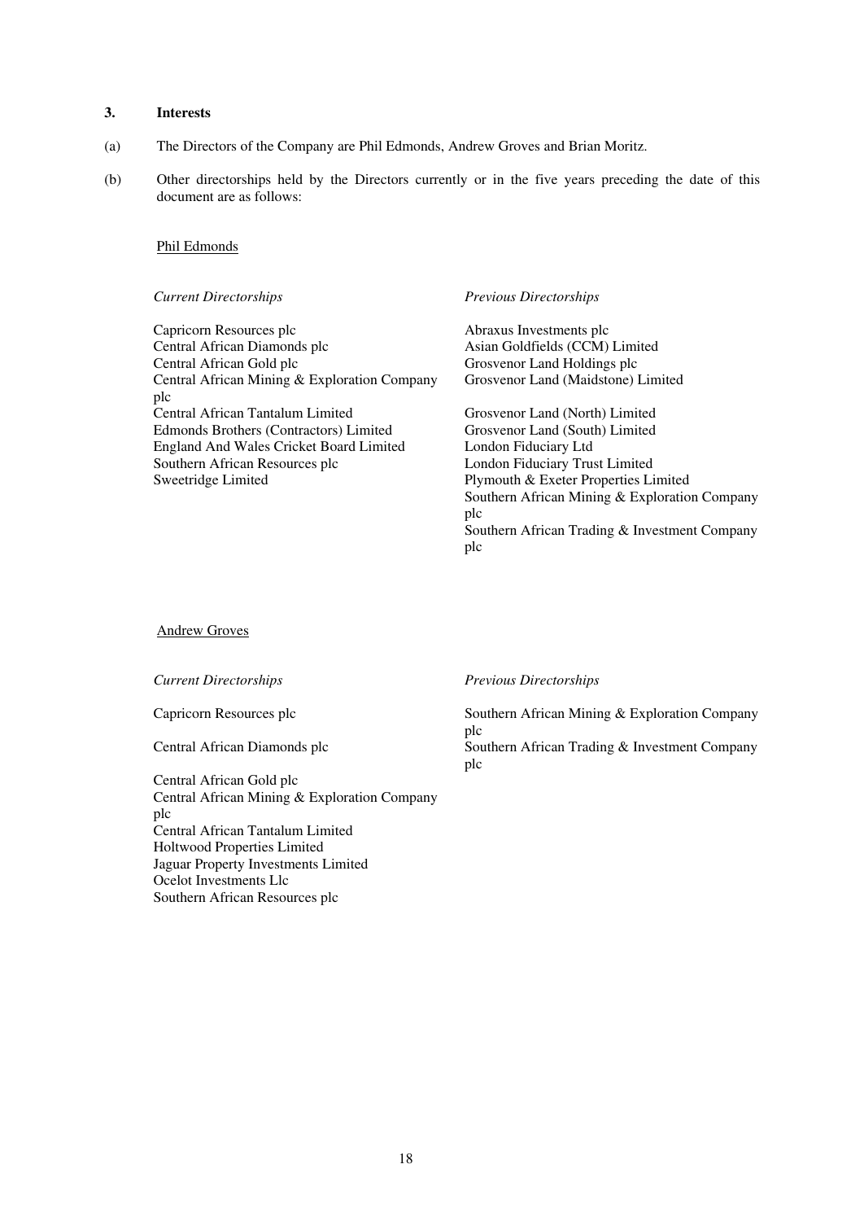### 3. Interests

(a) The Directors of the Company are Phil Edmonds, Andrew Groves and Brian Moritz.

(b) Other directorships held by the Directors currently or in the five years preceding the date of this document are as follows:

Phil Edmonds

| *Current Directorships* | *Previous Directorships* |
|---|---|
| Capricorn Resources plc | Abraxus Investments plc |
| Central African Diamonds plc | Asian Goldfields (CCM) Limited |
| Central African Gold plc | Grosvenor Land Holdings plc |
| Central African Mining & Exploration Company plc | Grosvenor Land (Maidstone) Limited |
| Central African Tantalum Limited | Grosvenor Land (North) Limited |
| Edmonds Brothers (Contractors) Limited | Grosvenor Land (South) Limited |
| England And Wales Cricket Board Limited | London Fiduciary Ltd |
| Southern African Resources plc | London Fiduciary Trust Limited |
| Sweetridge Limited | Plymouth & Exeter Properties Limited |
| | Southern African Mining & Exploration Company plc |
| | Southern African Trading & Investment Company plc |

Andrew Groves

| *Current Directorships* | *Previous Directorships* |
|---|---|
| Capricorn Resources plc | Southern African Mining & Exploration Company plc |
| Central African Diamonds plc | Southern African Trading & Investment Company plc |
| Central African Gold plc | |
| Central African Mining & Exploration Company plc | |
| Central African Tantalum Limited | |
| Holtwood Properties Limited | |
| Jaguar Property Investments Limited | |
| Ocelot Investments Llc | |
| Southern African Resources plc | |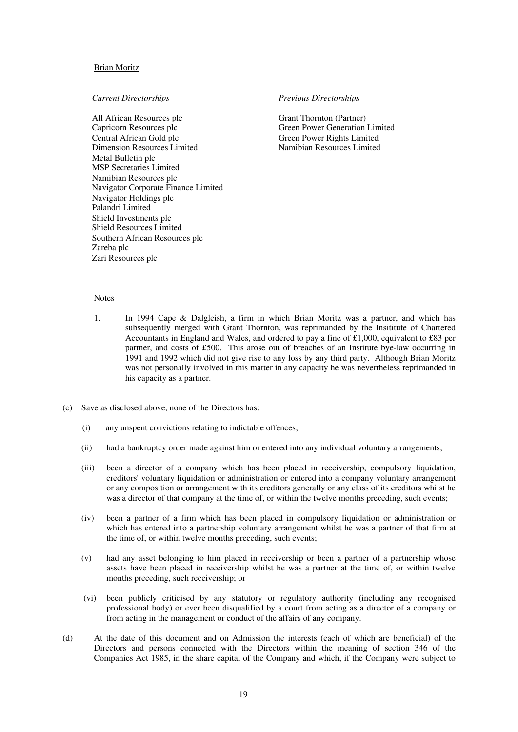Brian Moritz

| *Current Directorships* | *Previous Directorships* |
| --- | --- |
| All African Resources plc | Grant Thornton (Partner) |
| Capricorn Resources plc | Green Power Generation Limited |
| Central African Gold plc | Green Power Rights Limited |
| Dimension Resources Limited | Namibian Resources Limited |
| Metal Bulletin plc | |
| MSP Secretaries Limited | |
| Namibian Resources plc | |
| Navigator Corporate Finance Limited | |
| Navigator Holdings plc | |
| Palandri Limited | |
| Shield Investments plc | |
| Shield Resources Limited | |
| Southern African Resources plc | |
| Zareba plc | |
| Zari Resources plc | |

Notes

1. In 1994 Cape & Dalgleish, a firm in which Brian Moritz was a partner, and which has subsequently merged with Grant Thornton, was reprimanded by the Insititute of Chartered Accountants in England and Wales, and ordered to pay a fine of £1,000, equivalent to £83 per partner, and costs of £500. This arose out of breaches of an Institute bye-law occurring in 1991 and 1992 which did not give rise to any loss by any third party. Although Brian Moritz was not personally involved in this matter in any capacity he was nevertheless reprimanded in his capacity as a partner.

(c) Save as disclosed above, none of the Directors has:

(i) any unspent convictions relating to indictable offences;

(ii) had a bankruptcy order made against him or entered into any individual voluntary arrangements;

(iii) been a director of a company which has been placed in receivership, compulsory liquidation, creditors' voluntary liquidation or administration or entered into a company voluntary arrangement or any composition or arrangement with its creditors generally or any class of its creditors whilst he was a director of that company at the time of, or within the twelve months preceding, such events;

(iv) been a partner of a firm which has been placed in compulsory liquidation or administration or which has entered into a partnership voluntary arrangement whilst he was a partner of that firm at the time of, or within twelve months preceding, such events;

(v) had any asset belonging to him placed in receivership or been a partner of a partnership whose assets have been placed in receivership whilst he was a partner at the time of, or within twelve months preceding, such receivership; or

(vi) been publicly criticised by any statutory or regulatory authority (including any recognised professional body) or ever been disqualified by a court from acting as a director of a company or from acting in the management or conduct of the affairs of any company.

(d) At the date of this document and on Admission the interests (each of which are beneficial) of the Directors and persons connected with the Directors within the meaning of section 346 of the Companies Act 1985, in the share capital of the Company and which, if the Company were subject to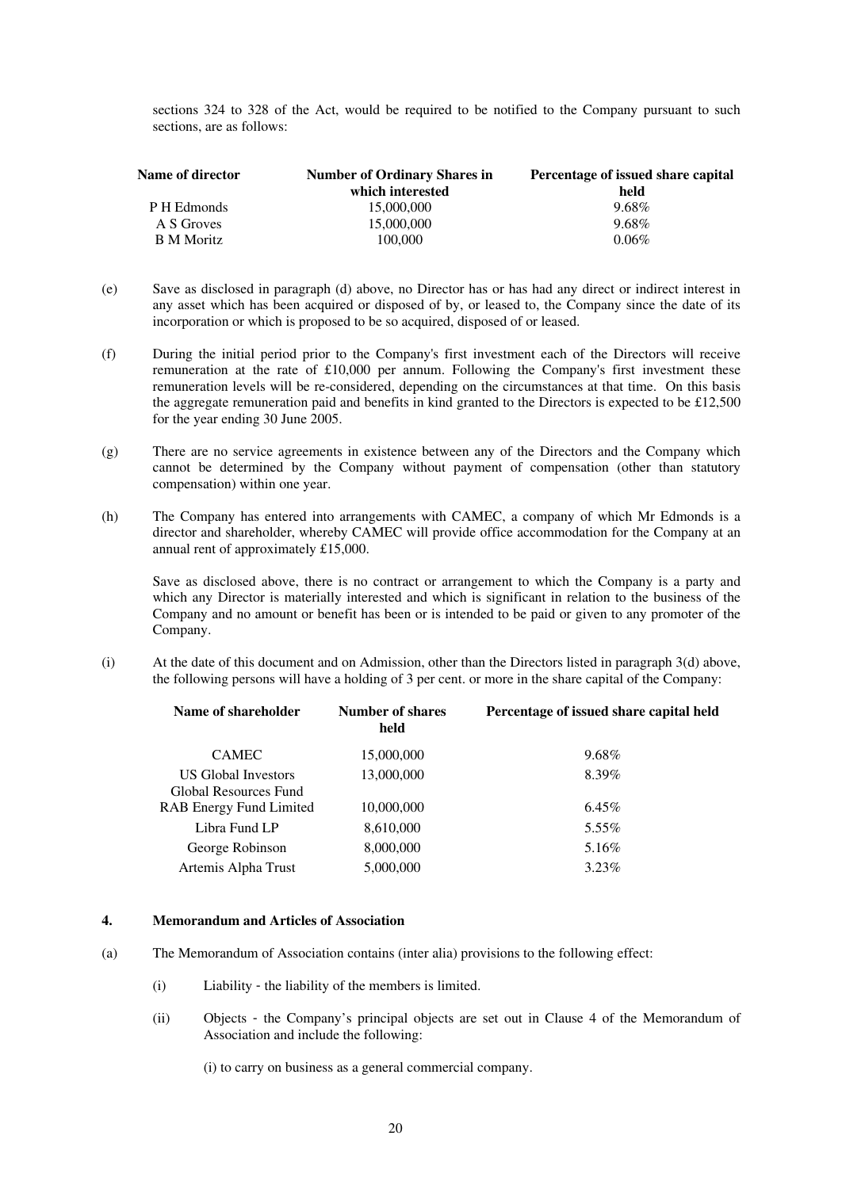sections 324 to 328 of the Act, would be required to be notified to the Company pursuant to such sections, are as follows:

| Name of director | Number of Ordinary Shares in which interested | Percentage of issued share capital held |
|---|---|---|
| P H Edmonds | 15,000,000 | 9.68% |
| A S Groves | 15,000,000 | 9.68% |
| B M Moritz | 100,000 | 0.06% |

(e) Save as disclosed in paragraph (d) above, no Director has or has had any direct or indirect interest in any asset which has been acquired or disposed of by, or leased to, the Company since the date of its incorporation or which is proposed to be so acquired, disposed of or leased.

(f) During the initial period prior to the Company's first investment each of the Directors will receive remuneration at the rate of £10,000 per annum. Following the Company's first investment these remuneration levels will be re-considered, depending on the circumstances at that time. On this basis the aggregate remuneration paid and benefits in kind granted to the Directors is expected to be £12,500 for the year ending 30 June 2005.

(g) There are no service agreements in existence between any of the Directors and the Company which cannot be determined by the Company without payment of compensation (other than statutory compensation) within one year.

(h) The Company has entered into arrangements with CAMEC, a company of which Mr Edmonds is a director and shareholder, whereby CAMEC will provide office accommodation for the Company at an annual rent of approximately £15,000.

Save as disclosed above, there is no contract or arrangement to which the Company is a party and which any Director is materially interested and which is significant in relation to the business of the Company and no amount or benefit has been or is intended to be paid or given to any promoter of the Company.

(i) At the date of this document and on Admission, other than the Directors listed in paragraph 3(d) above, the following persons will have a holding of 3 per cent. or more in the share capital of the Company:

| Name of shareholder | Number of shares held | Percentage of issued share capital held |
|---|---|---|
| CAMEC | 15,000,000 | 9.68% |
| US Global Investors Global Resources Fund | 13,000,000 | 8.39% |
| RAB Energy Fund Limited | 10,000,000 | 6.45% |
| Libra Fund LP | 8,610,000 | 5.55% |
| George Robinson | 8,000,000 | 5.16% |
| Artemis Alpha Trust | 5,000,000 | 3.23% |

## 4. Memorandum and Articles of Association

(a) The Memorandum of Association contains (inter alia) provisions to the following effect:

(i) Liability - the liability of the members is limited.

(ii) Objects - the Company's principal objects are set out in Clause 4 of the Memorandum of Association and include the following:

(i) to carry on business as a general commercial company.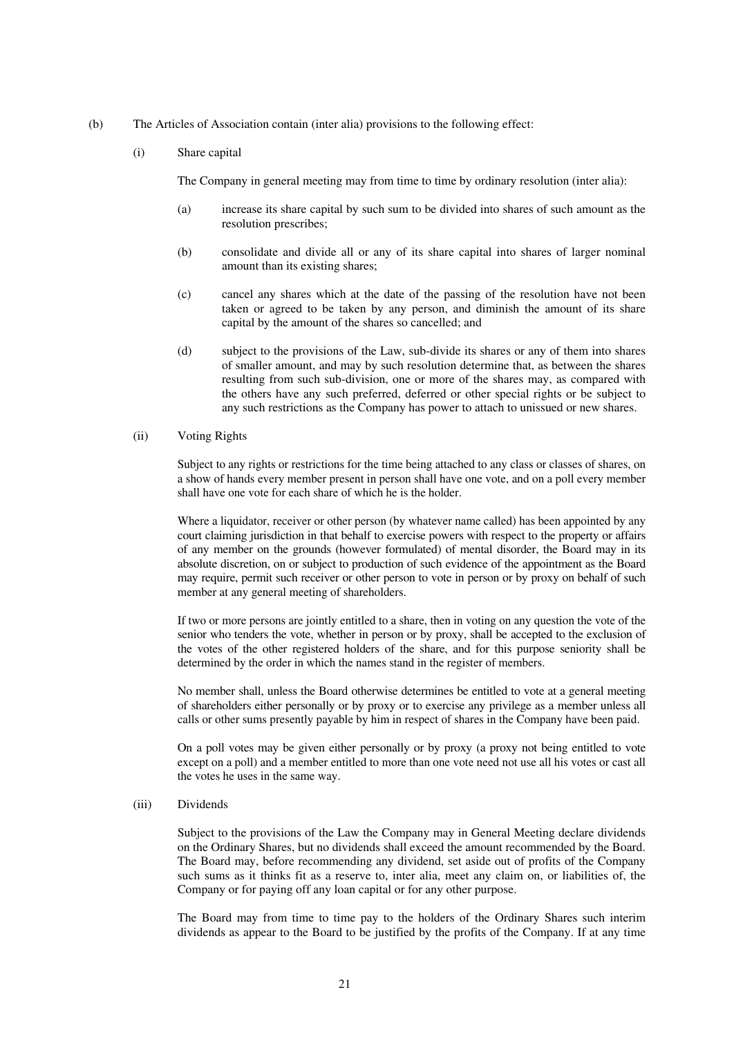(b) The Articles of Association contain (inter alia) provisions to the following effect:

(i) Share capital

The Company in general meeting may from time to time by ordinary resolution (inter alia):

(a) increase its share capital by such sum to be divided into shares of such amount as the resolution prescribes;

(b) consolidate and divide all or any of its share capital into shares of larger nominal amount than its existing shares;

(c) cancel any shares which at the date of the passing of the resolution have not been taken or agreed to be taken by any person, and diminish the amount of its share capital by the amount of the shares so cancelled; and

(d) subject to the provisions of the Law, sub-divide its shares or any of them into shares of smaller amount, and may by such resolution determine that, as between the shares resulting from such sub-division, one or more of the shares may, as compared with the others have any such preferred, deferred or other special rights or be subject to any such restrictions as the Company has power to attach to unissued or new shares.

(ii) Voting Rights

Subject to any rights or restrictions for the time being attached to any class or classes of shares, on a show of hands every member present in person shall have one vote, and on a poll every member shall have one vote for each share of which he is the holder.

Where a liquidator, receiver or other person (by whatever name called) has been appointed by any court claiming jurisdiction in that behalf to exercise powers with respect to the property or affairs of any member on the grounds (however formulated) of mental disorder, the Board may in its absolute discretion, on or subject to production of such evidence of the appointment as the Board may require, permit such receiver or other person to vote in person or by proxy on behalf of such member at any general meeting of shareholders.

If two or more persons are jointly entitled to a share, then in voting on any question the vote of the senior who tenders the vote, whether in person or by proxy, shall be accepted to the exclusion of the votes of the other registered holders of the share, and for this purpose seniority shall be determined by the order in which the names stand in the register of members.

No member shall, unless the Board otherwise determines be entitled to vote at a general meeting of shareholders either personally or by proxy or to exercise any privilege as a member unless all calls or other sums presently payable by him in respect of shares in the Company have been paid.

On a poll votes may be given either personally or by proxy (a proxy not being entitled to vote except on a poll) and a member entitled to more than one vote need not use all his votes or cast all the votes he uses in the same way.

(iii) Dividends

Subject to the provisions of the Law the Company may in General Meeting declare dividends on the Ordinary Shares, but no dividends shall exceed the amount recommended by the Board. The Board may, before recommending any dividend, set aside out of profits of the Company such sums as it thinks fit as a reserve to, inter alia, meet any claim on, or liabilities of, the Company or for paying off any loan capital or for any other purpose.

The Board may from time to time pay to the holders of the Ordinary Shares such interim dividends as appear to the Board to be justified by the profits of the Company. If at any time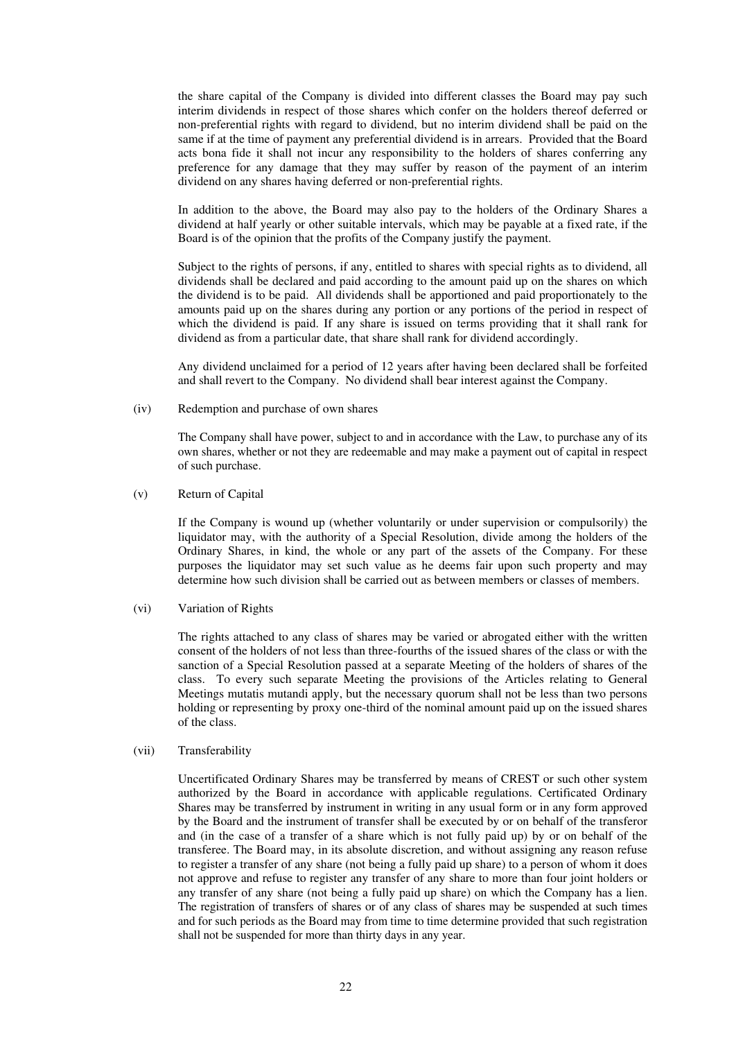the share capital of the Company is divided into different classes the Board may pay such interim dividends in respect of those shares which confer on the holders thereof deferred or non-preferential rights with regard to dividend, but no interim dividend shall be paid on the same if at the time of payment any preferential dividend is in arrears. Provided that the Board acts bona fide it shall not incur any responsibility to the holders of shares conferring any preference for any damage that they may suffer by reason of the payment of an interim dividend on any shares having deferred or non-preferential rights.

In addition to the above, the Board may also pay to the holders of the Ordinary Shares a dividend at half yearly or other suitable intervals, which may be payable at a fixed rate, if the Board is of the opinion that the profits of the Company justify the payment.

Subject to the rights of persons, if any, entitled to shares with special rights as to dividend, all dividends shall be declared and paid according to the amount paid up on the shares on which the dividend is to be paid. All dividends shall be apportioned and paid proportionately to the amounts paid up on the shares during any portion or any portions of the period in respect of which the dividend is paid. If any share is issued on terms providing that it shall rank for dividend as from a particular date, that share shall rank for dividend accordingly.

Any dividend unclaimed for a period of 12 years after having been declared shall be forfeited and shall revert to the Company. No dividend shall bear interest against the Company.

(iv) Redemption and purchase of own shares

The Company shall have power, subject to and in accordance with the Law, to purchase any of its own shares, whether or not they are redeemable and may make a payment out of capital in respect of such purchase.

(v) Return of Capital

If the Company is wound up (whether voluntarily or under supervision or compulsorily) the liquidator may, with the authority of a Special Resolution, divide among the holders of the Ordinary Shares, in kind, the whole or any part of the assets of the Company. For these purposes the liquidator may set such value as he deems fair upon such property and may determine how such division shall be carried out as between members or classes of members.

(vi) Variation of Rights

The rights attached to any class of shares may be varied or abrogated either with the written consent of the holders of not less than three-fourths of the issued shares of the class or with the sanction of a Special Resolution passed at a separate Meeting of the holders of shares of the class. To every such separate Meeting the provisions of the Articles relating to General Meetings mutatis mutandi apply, but the necessary quorum shall not be less than two persons holding or representing by proxy one-third of the nominal amount paid up on the issued shares of the class.

(vii) Transferability

Uncertificated Ordinary Shares may be transferred by means of CREST or such other system authorized by the Board in accordance with applicable regulations. Certificated Ordinary Shares may be transferred by instrument in writing in any usual form or in any form approved by the Board and the instrument of transfer shall be executed by or on behalf of the transferor and (in the case of a transfer of a share which is not fully paid up) by or on behalf of the transferee. The Board may, in its absolute discretion, and without assigning any reason refuse to register a transfer of any share (not being a fully paid up share) to a person of whom it does not approve and refuse to register any transfer of any share to more than four joint holders or any transfer of any share (not being a fully paid up share) on which the Company has a lien. The registration of transfers of shares or of any class of shares may be suspended at such times and for such periods as the Board may from time to time determine provided that such registration shall not be suspended for more than thirty days in any year.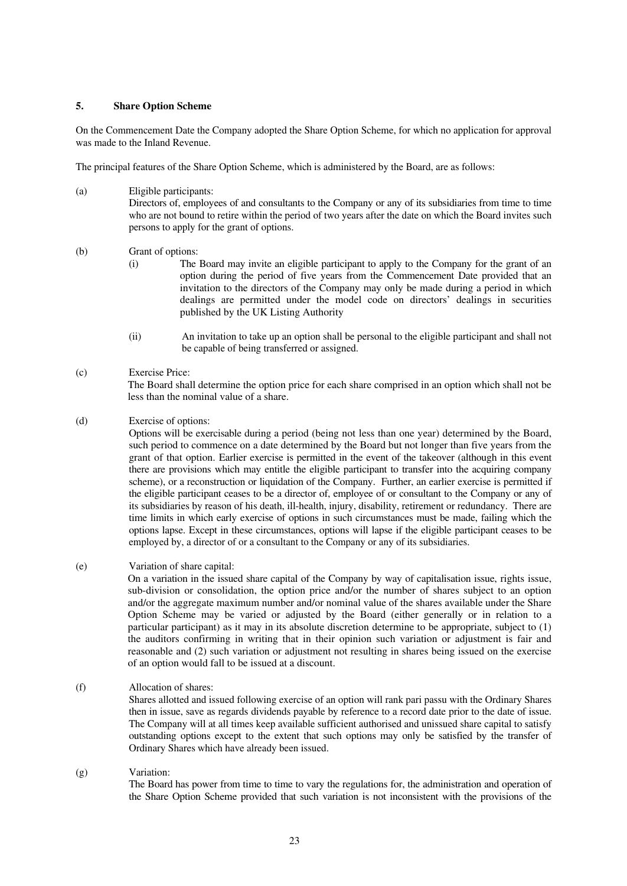## 5. Share Option Scheme

On the Commencement Date the Company adopted the Share Option Scheme, for which no application for approval was made to the Inland Revenue.

The principal features of the Share Option Scheme, which is administered by the Board, are as follows:

(a) Eligible participants:
Directors of, employees of and consultants to the Company or any of its subsidiaries from time to time who are not bound to retire within the period of two years after the date on which the Board invites such persons to apply for the grant of options.

(b) Grant of options:

(i) The Board may invite an eligible participant to apply to the Company for the grant of an option during the period of five years from the Commencement Date provided that an invitation to the directors of the Company may only be made during a period in which dealings are permitted under the model code on directors' dealings in securities published by the UK Listing Authority

(ii) An invitation to take up an option shall be personal to the eligible participant and shall not be capable of being transferred or assigned.

(c) Exercise Price:
The Board shall determine the option price for each share comprised in an option which shall not be less than the nominal value of a share.

(d) Exercise of options:
Options will be exercisable during a period (being not less than one year) determined by the Board, such period to commence on a date determined by the Board but not longer than five years from the grant of that option. Earlier exercise is permitted in the event of the takeover (although in this event there are provisions which may entitle the eligible participant to transfer into the acquiring company scheme), or a reconstruction or liquidation of the Company. Further, an earlier exercise is permitted if the eligible participant ceases to be a director of, employee of or consultant to the Company or any of its subsidiaries by reason of his death, ill-health, injury, disability, retirement or redundancy. There are time limits in which early exercise of options in such circumstances must be made, failing which the options lapse. Except in these circumstances, options will lapse if the eligible participant ceases to be employed by, a director of or a consultant to the Company or any of its subsidiaries.

(e) Variation of share capital:
On a variation in the issued share capital of the Company by way of capitalisation issue, rights issue, sub-division or consolidation, the option price and/or the number of shares subject to an option and/or the aggregate maximum number and/or nominal value of the shares available under the Share Option Scheme may be varied or adjusted by the Board (either generally or in relation to a particular participant) as it may in its absolute discretion determine to be appropriate, subject to (1) the auditors confirming in writing that in their opinion such variation or adjustment is fair and reasonable and (2) such variation or adjustment not resulting in shares being issued on the exercise of an option would fall to be issued at a discount.

(f) Allocation of shares:
Shares allotted and issued following exercise of an option will rank pari passu with the Ordinary Shares then in issue, save as regards dividends payable by reference to a record date prior to the date of issue. The Company will at all times keep available sufficient authorised and unissued share capital to satisfy outstanding options except to the extent that such options may only be satisfied by the transfer of Ordinary Shares which have already been issued.

(g) Variation:
The Board has power from time to time to vary the regulations for, the administration and operation of the Share Option Scheme provided that such variation is not inconsistent with the provisions of the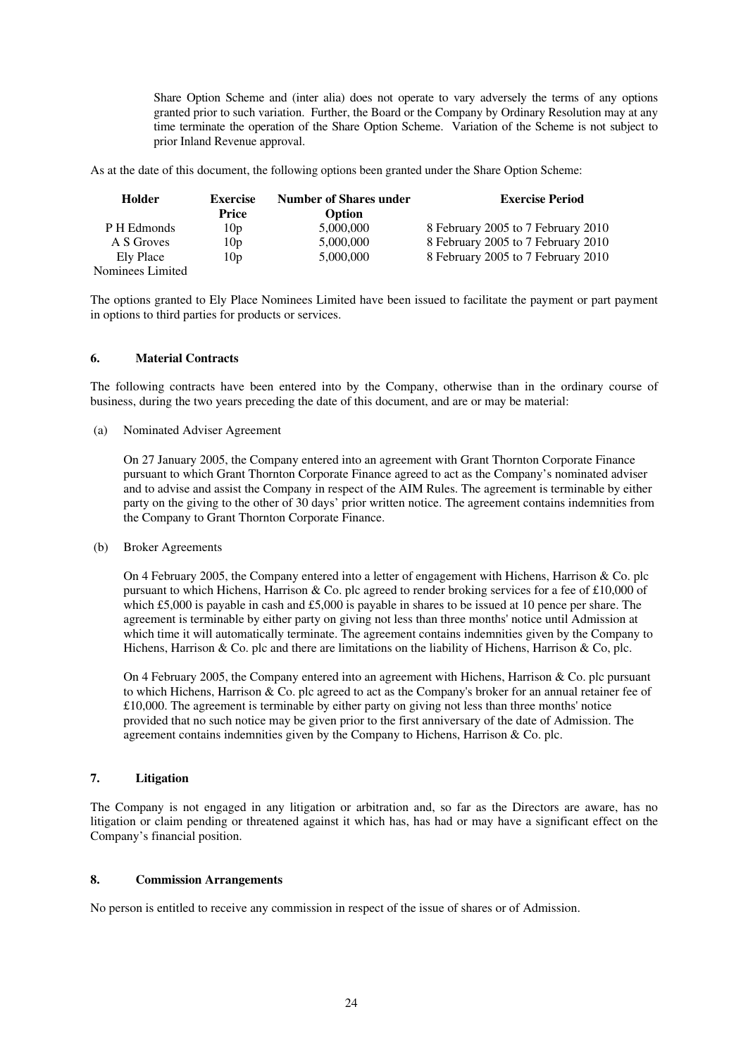Share Option Scheme and (inter alia) does not operate to vary adversely the terms of any options granted prior to such variation. Further, the Board or the Company by Ordinary Resolution may at any time terminate the operation of the Share Option Scheme. Variation of the Scheme is not subject to prior Inland Revenue approval.

As at the date of this document, the following options been granted under the Share Option Scheme:

| Holder | Exercise Price | Number of Shares under Option | Exercise Period |
|---|---|---|---|
| P H Edmonds | 10p | 5,000,000 | 8 February 2005 to 7 February 2010 |
| A S Groves | 10p | 5,000,000 | 8 February 2005 to 7 February 2010 |
| Ely Place Nominees Limited | 10p | 5,000,000 | 8 February 2005 to 7 February 2010 |

The options granted to Ely Place Nominees Limited have been issued to facilitate the payment or part payment in options to third parties for products or services.

## 6. Material Contracts

The following contracts have been entered into by the Company, otherwise than in the ordinary course of business, during the two years preceding the date of this document, and are or may be material:

(a) Nominated Adviser Agreement

On 27 January 2005, the Company entered into an agreement with Grant Thornton Corporate Finance pursuant to which Grant Thornton Corporate Finance agreed to act as the Company's nominated adviser and to advise and assist the Company in respect of the AIM Rules. The agreement is terminable by either party on the giving to the other of 30 days' prior written notice. The agreement contains indemnities from the Company to Grant Thornton Corporate Finance.

(b) Broker Agreements

On 4 February 2005, the Company entered into a letter of engagement with Hichens, Harrison & Co. plc pursuant to which Hichens, Harrison & Co. plc agreed to render broking services for a fee of £10,000 of which £5,000 is payable in cash and £5,000 is payable in shares to be issued at 10 pence per share. The agreement is terminable by either party on giving not less than three months' notice until Admission at which time it will automatically terminate. The agreement contains indemnities given by the Company to Hichens, Harrison & Co. plc and there are limitations on the liability of Hichens, Harrison & Co, plc.

On 4 February 2005, the Company entered into an agreement with Hichens, Harrison & Co. plc pursuant to which Hichens, Harrison & Co. plc agreed to act as the Company's broker for an annual retainer fee of £10,000. The agreement is terminable by either party on giving not less than three months' notice provided that no such notice may be given prior to the first anniversary of the date of Admission. The agreement contains indemnities given by the Company to Hichens, Harrison & Co. plc.

## 7. Litigation

The Company is not engaged in any litigation or arbitration and, so far as the Directors are aware, has no litigation or claim pending or threatened against it which has, has had or may have a significant effect on the Company's financial position.

## 8. Commission Arrangements

No person is entitled to receive any commission in respect of the issue of shares or of Admission.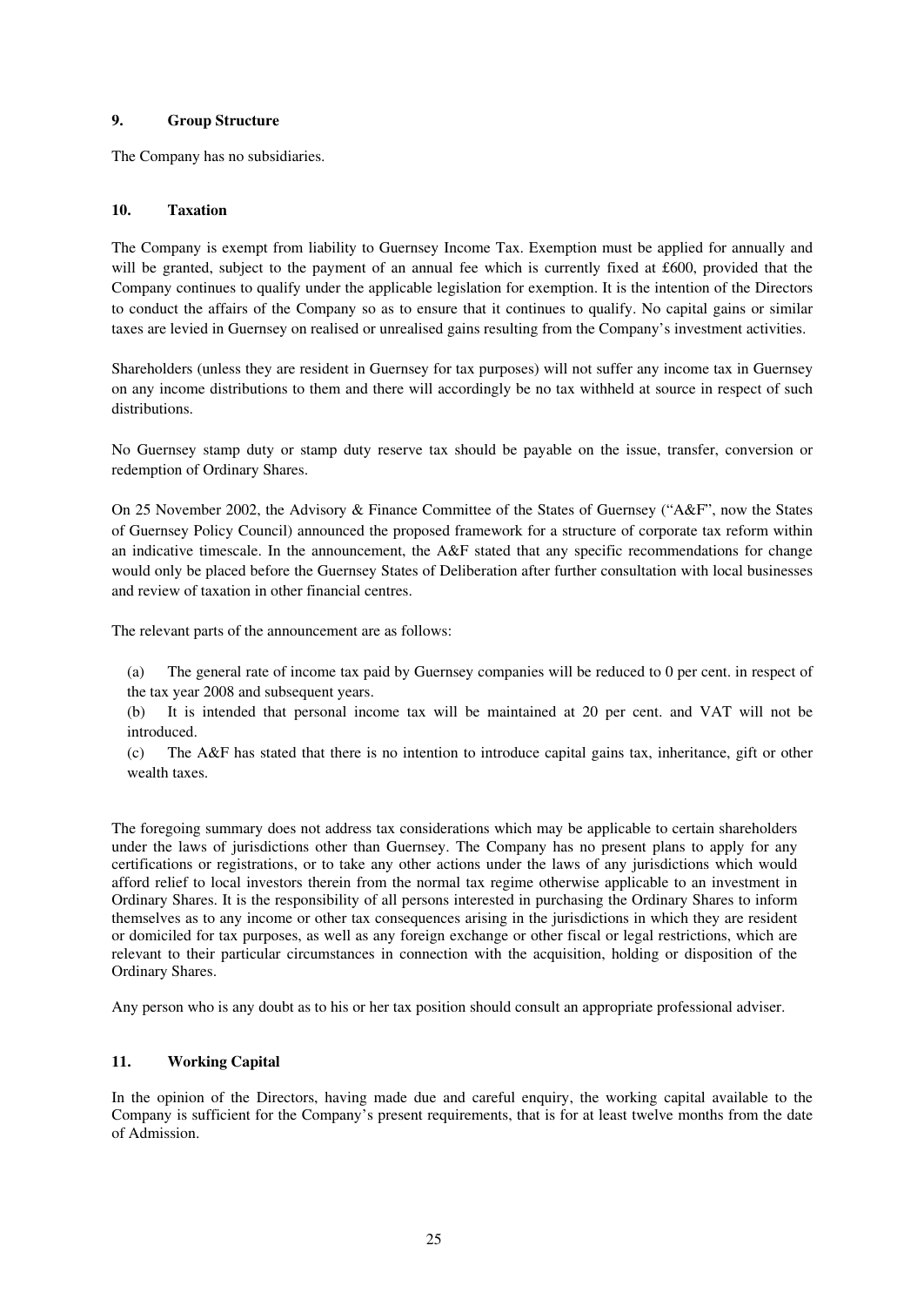## 9. Group Structure

The Company has no subsidiaries.

## 10. Taxation

The Company is exempt from liability to Guernsey Income Tax. Exemption must be applied for annually and will be granted, subject to the payment of an annual fee which is currently fixed at £600, provided that the Company continues to qualify under the applicable legislation for exemption. It is the intention of the Directors to conduct the affairs of the Company so as to ensure that it continues to qualify. No capital gains or similar taxes are levied in Guernsey on realised or unrealised gains resulting from the Company's investment activities.

Shareholders (unless they are resident in Guernsey for tax purposes) will not suffer any income tax in Guernsey on any income distributions to them and there will accordingly be no tax withheld at source in respect of such distributions.

No Guernsey stamp duty or stamp duty reserve tax should be payable on the issue, transfer, conversion or redemption of Ordinary Shares.

On 25 November 2002, the Advisory & Finance Committee of the States of Guernsey ("A&F", now the States of Guernsey Policy Council) announced the proposed framework for a structure of corporate tax reform within an indicative timescale. In the announcement, the A&F stated that any specific recommendations for change would only be placed before the Guernsey States of Deliberation after further consultation with local businesses and review of taxation in other financial centres.

The relevant parts of the announcement are as follows:

(a) The general rate of income tax paid by Guernsey companies will be reduced to 0 per cent. in respect of the tax year 2008 and subsequent years.

(b) It is intended that personal income tax will be maintained at 20 per cent. and VAT will not be introduced.

(c) The A&F has stated that there is no intention to introduce capital gains tax, inheritance, gift or other wealth taxes.

The foregoing summary does not address tax considerations which may be applicable to certain shareholders under the laws of jurisdictions other than Guernsey. The Company has no present plans to apply for any certifications or registrations, or to take any other actions under the laws of any jurisdictions which would afford relief to local investors therein from the normal tax regime otherwise applicable to an investment in Ordinary Shares. It is the responsibility of all persons interested in purchasing the Ordinary Shares to inform themselves as to any income or other tax consequences arising in the jurisdictions in which they are resident or domiciled for tax purposes, as well as any foreign exchange or other fiscal or legal restrictions, which are relevant to their particular circumstances in connection with the acquisition, holding or disposition of the Ordinary Shares.

Any person who is any doubt as to his or her tax position should consult an appropriate professional adviser.

## 11. Working Capital

In the opinion of the Directors, having made due and careful enquiry, the working capital available to the Company is sufficient for the Company's present requirements, that is for at least twelve months from the date of Admission.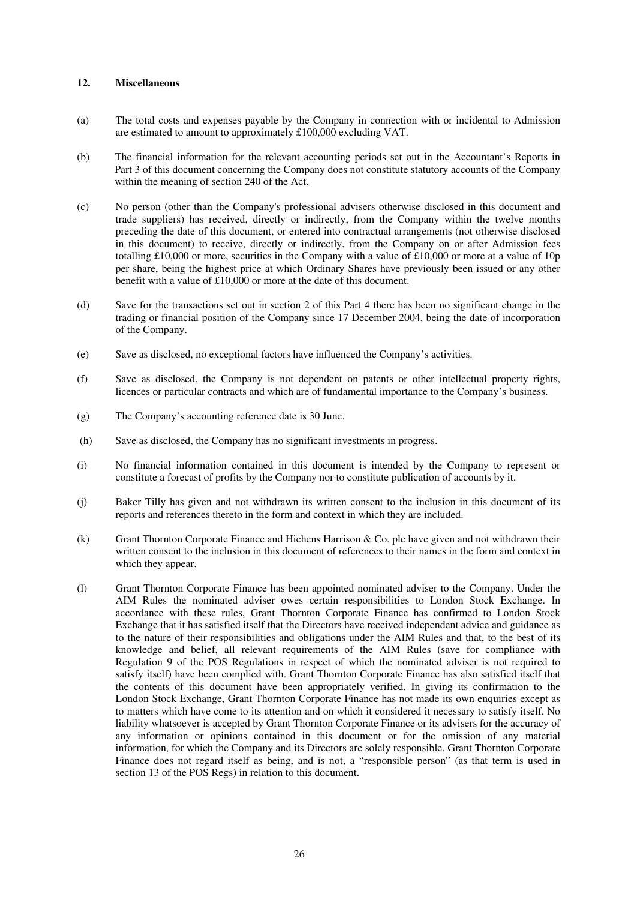## 12. Miscellaneous

(a) The total costs and expenses payable by the Company in connection with or incidental to Admission are estimated to amount to approximately £100,000 excluding VAT.

(b) The financial information for the relevant accounting periods set out in the Accountant's Reports in Part 3 of this document concerning the Company does not constitute statutory accounts of the Company within the meaning of section 240 of the Act.

(c) No person (other than the Company's professional advisers otherwise disclosed in this document and trade suppliers) has received, directly or indirectly, from the Company within the twelve months preceding the date of this document, or entered into contractual arrangements (not otherwise disclosed in this document) to receive, directly or indirectly, from the Company on or after Admission fees totalling £10,000 or more, securities in the Company with a value of £10,000 or more at a value of 10p per share, being the highest price at which Ordinary Shares have previously been issued or any other benefit with a value of £10,000 or more at the date of this document.

(d) Save for the transactions set out in section 2 of this Part 4 there has been no significant change in the trading or financial position of the Company since 17 December 2004, being the date of incorporation of the Company.

(e) Save as disclosed, no exceptional factors have influenced the Company's activities.

(f) Save as disclosed, the Company is not dependent on patents or other intellectual property rights, licences or particular contracts and which are of fundamental importance to the Company's business.

(g) The Company's accounting reference date is 30 June.

(h) Save as disclosed, the Company has no significant investments in progress.

(i) No financial information contained in this document is intended by the Company to represent or constitute a forecast of profits by the Company nor to constitute publication of accounts by it.

(j) Baker Tilly has given and not withdrawn its written consent to the inclusion in this document of its reports and references thereto in the form and context in which they are included.

(k) Grant Thornton Corporate Finance and Hichens Harrison & Co. plc have given and not withdrawn their written consent to the inclusion in this document of references to their names in the form and context in which they appear.

(l) Grant Thornton Corporate Finance has been appointed nominated adviser to the Company. Under the AIM Rules the nominated adviser owes certain responsibilities to London Stock Exchange. In accordance with these rules, Grant Thornton Corporate Finance has confirmed to London Stock Exchange that it has satisfied itself that the Directors have received independent advice and guidance as to the nature of their responsibilities and obligations under the AIM Rules and that, to the best of its knowledge and belief, all relevant requirements of the AIM Rules (save for compliance with Regulation 9 of the POS Regulations in respect of which the nominated adviser is not required to satisfy itself) have been complied with. Grant Thornton Corporate Finance has also satisfied itself that the contents of this document have been appropriately verified. In giving its confirmation to the London Stock Exchange, Grant Thornton Corporate Finance has not made its own enquiries except as to matters which have come to its attention and on which it considered it necessary to satisfy itself. No liability whatsoever is accepted by Grant Thornton Corporate Finance or its advisers for the accuracy of any information or opinions contained in this document or for the omission of any material information, for which the Company and its Directors are solely responsible. Grant Thornton Corporate Finance does not regard itself as being, and is not, a "responsible person" (as that term is used in section 13 of the POS Regs) in relation to this document.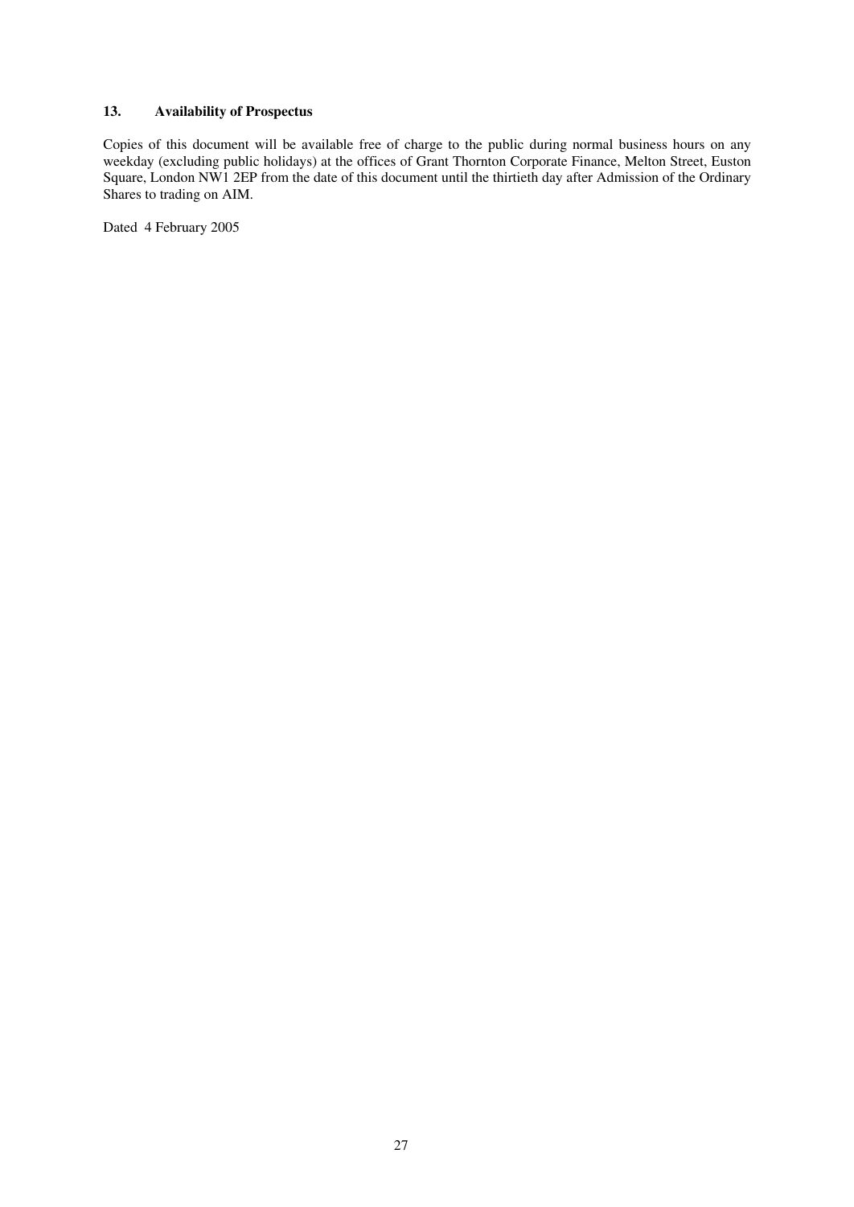### 13. Availability of Prospectus

Copies of this document will be available free of charge to the public during normal business hours on any weekday (excluding public holidays) at the offices of Grant Thornton Corporate Finance, Melton Street, Euston Square, London NW1 2EP from the date of this document until the thirtieth day after Admission of the Ordinary Shares to trading on AIM.

Dated 4 February 2005